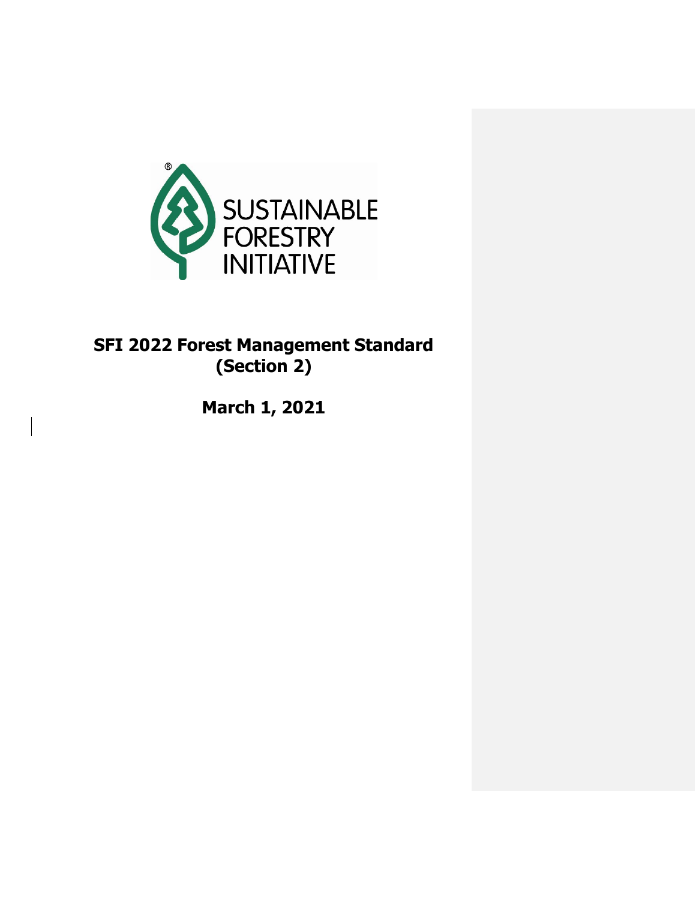SUSTAINABLE FORESTRY INITIATIVE

# SFI 2022 Forest Management Standard (Section 2)

**March 1, 2021**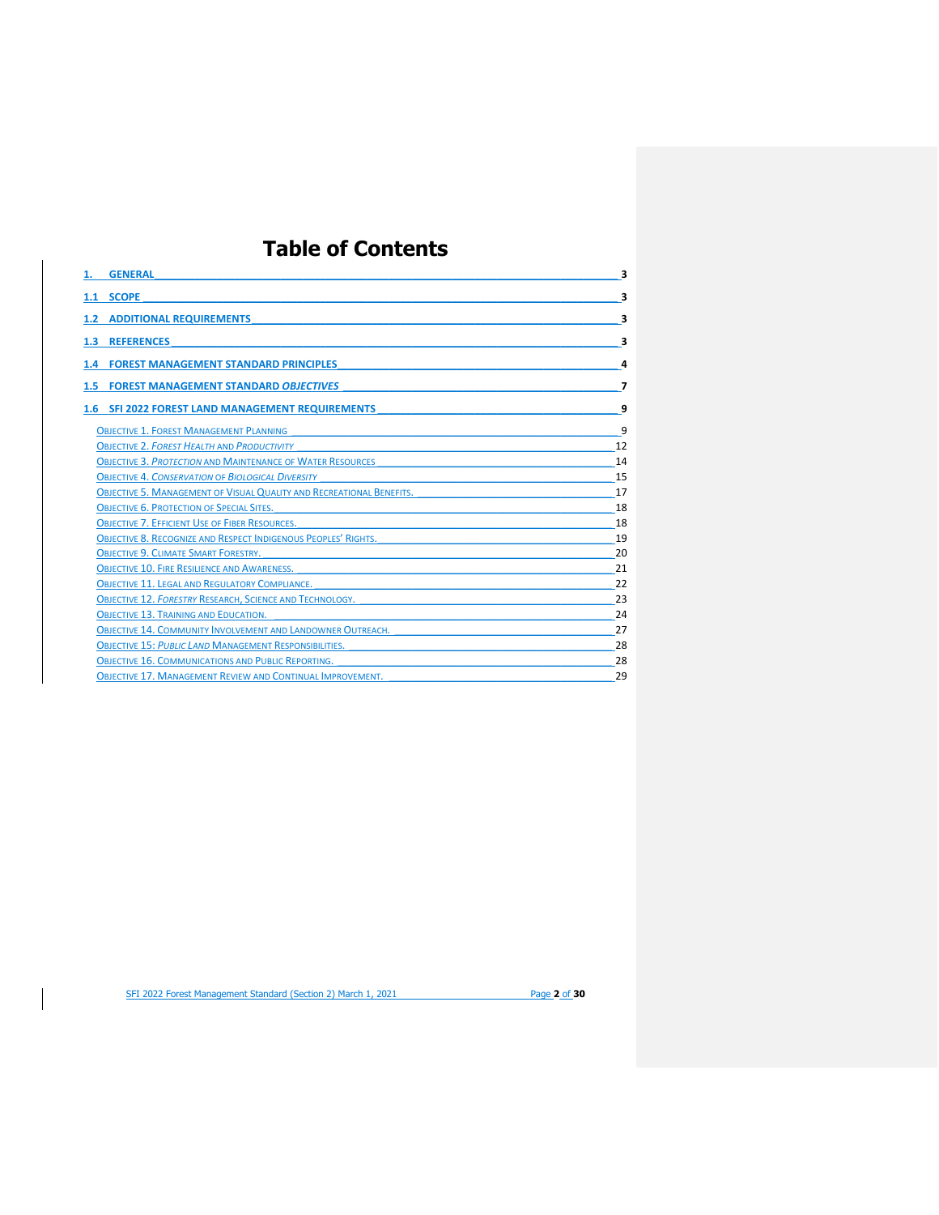# Table of Contents

**1. GENERAL** — 3

**1.1 SCOPE** — 3

**1.2 ADDITIONAL REQUIREMENTS** — 3

**1.3 REFERENCES** — 3

**1.4 FOREST MANAGEMENT STANDARD PRINCIPLES** — 4

**1.5 FOREST MANAGEMENT STANDARD *OBJECTIVES*** — 7

**1.6 SFI 2022 FOREST LAND MANAGEMENT REQUIREMENTS** — 9

- Objective 1. Forest Management Planning — 9
- Objective 2. *Forest Health and Productivity* — 12
- Objective 3. *Protection* and Maintenance of Water Resources — 14
- Objective 4. *Conservation of Biological Diversity* — 15
- Objective 5. Management of Visual Quality and Recreational Benefits. — 17
- Objective 6. Protection of Special Sites. — 18
- Objective 7. Efficient Use of Fiber Resources. — 18
- Objective 8. Recognize and Respect Indigenous Peoples' Rights. — 19
- Objective 9. Climate Smart Forestry. — 20
- Objective 10. Fire Resilience and Awareness. — 21
- Objective 11. Legal and Regulatory Compliance. — 22
- Objective 12. *Forestry* Research, Science and Technology. — 23
- Objective 13. Training and Education. — 24
- Objective 14. Community Involvement and Landowner Outreach. — 27
- Objective 15: *Public Land* Management Responsibilities. — 28
- Objective 16. Communications and Public Reporting. — 28
- Objective 17. Management Review and Continual Improvement. — 29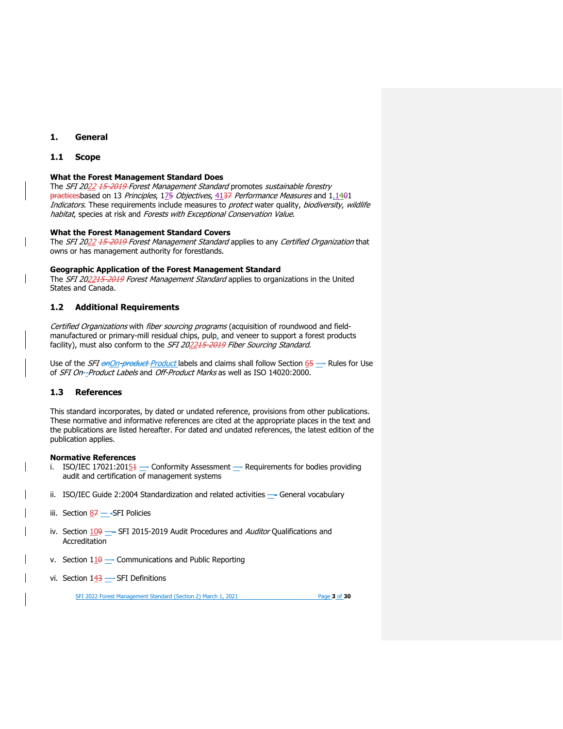# 1. General

## 1.1 Scope

**What the Forest Management Standard Does**
The *SFI 2022 ~~15-2019~~ Forest Management Standard* promotes *sustainable forestry* ~~practices~~based on 13 *Principles*, 17~~5~~ *Objectives*, 41~~37~~ *Performance Measures* and 1,14~~0~~1 *Indicators*. These requirements include measures to *protect* water quality, *biodiversity*, *wildlife habitat*, species at risk and *Forests with Exceptional Conservation Value*.

**What the Forest Management Standard Covers**
The *SFI 2022 ~~15-2019~~ Forest Management Standard* applies to any *Certified Organization* that owns or has management authority for forestlands.

**Geographic Application of the Forest Management Standard**
The *SFI 2022~~15-2019~~ Forest Management Standard* applies to organizations in the United States and Canada.

## 1.2 Additional Requirements

*Certified Organizations* with *fiber sourcing programs* (acquisition of roundwood and field-manufactured or primary-mill residual chips, pulp, and veneer to support a forest products facility), must also conform to the *SFI 2022~~15-2019~~ Fiber Sourcing Standard*.

Use of the *SFI ~~on~~On-~~product~~ Product* labels and claims shall follow Section 6~~5~~ — Rules for Use of *SFI On-Product Labels* and *Off-Product Marks* as well as ISO 14020:2000.

## 1.3 References

This standard incorporates, by dated or undated reference, provisions from other publications. These normative and informative references are cited at the appropriate places in the text and the publications are listed hereafter. For dated and undated references, the latest edition of the publication applies.

**Normative References**

i. ISO/IEC 17021:2015~~1~~ — Conformity Assessment — Requirements for bodies providing audit and certification of management systems

ii. ISO/IEC Guide 2:2004 Standardization and related activities — General vocabulary

iii. Section 8~~7~~ — SFI Policies

iv. Section 10~~9~~ — SFI 2015-2019 Audit Procedures and *Auditor* Qualifications and Accreditation

v. Section 11~~0~~ — Communications and Public Reporting

vi. Section 14~~3~~ — SFI Definitions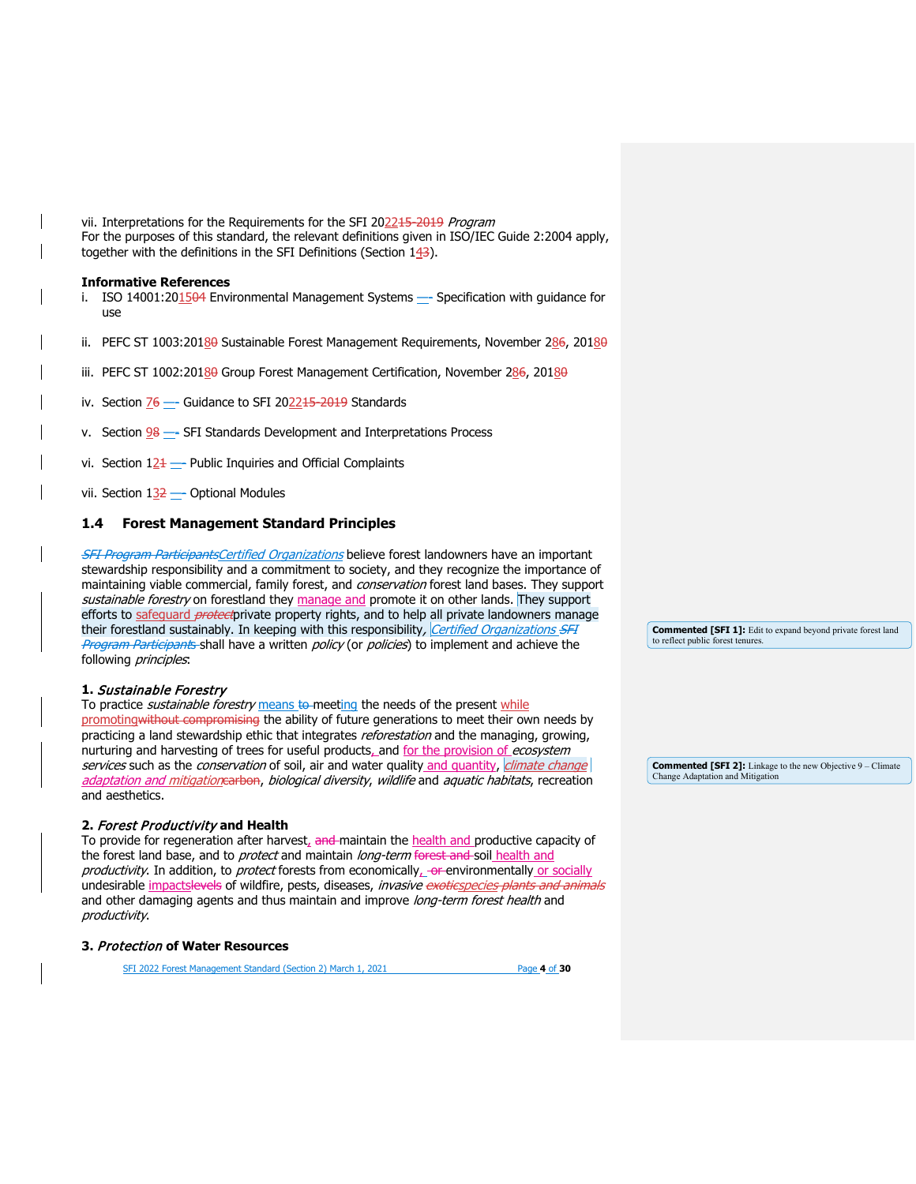vii. Interpretations for the Requirements for the SFI 2022 *Program*
For the purposes of this standard, the relevant definitions given in ISO/IEC Guide 2:2004 apply, together with the definitions in the SFI Definitions (Section 14).

**Informative References**

i. ISO 14001:2015 Environmental Management Systems — Specification with guidance for use

ii. PEFC ST 1003:2018 Sustainable Forest Management Requirements, November 28, 2018

iii. PEFC ST 1002:2018 Group Forest Management Certification, November 28, 2018

iv. Section 7 — Guidance to SFI 2022 Standards

v. Section 9 — SFI Standards Development and Interpretations Process

vi. Section 12 — Public Inquiries and Official Complaints

vii. Section 13 — Optional Modules

## 1.4 Forest Management Standard Principles

*Certified Organizations* believe forest landowners have an important stewardship responsibility and a commitment to society, and they recognize the importance of maintaining viable commercial, family forest, and *conservation* forest land bases. They support *sustainable forestry* on forestland they manage and promote it on other lands. They support efforts to safeguard private property rights, and to help all private landowners manage their forestland sustainably. In keeping with this responsibility, *Certified Organizations* shall have a written *policy* (or *policies*) to implement and achieve the following *principles*:

Commented [SFI 1]: Edit to expand beyond private forest land to reflect public forest tenures.

**1. *Sustainable Forestry***
To practice *sustainable forestry* means meeting the needs of the present while promoting the ability of future generations to meet their own needs by practicing a land stewardship ethic that integrates *reforestation* and the managing, growing, nurturing and harvesting of trees for useful products and for the provision of *ecosystem services* such as the *conservation* of soil, air and water quality and quantity, *climate change adaptation and mitigation*, *biological diversity*, *wildlife* and *aquatic habitats*, recreation and aesthetics.

Commented [SFI 2]: Linkage to the new Objective 9 – Climate Change Adaptation and Mitigation

**2. *Forest Productivity* and Health**
To provide for regeneration after harvest, maintain the health and productive capacity of the forest land base, and to *protect* and maintain *long-term* soil health and *productivity*. In addition, to *protect* forests from economically, environmentally or socially undesirable impacts of wildfire, pests, diseases, *invasive species* and other damaging agents and thus maintain and improve *long-term forest health* and *productivity*.

**3. *Protection* of Water Resources**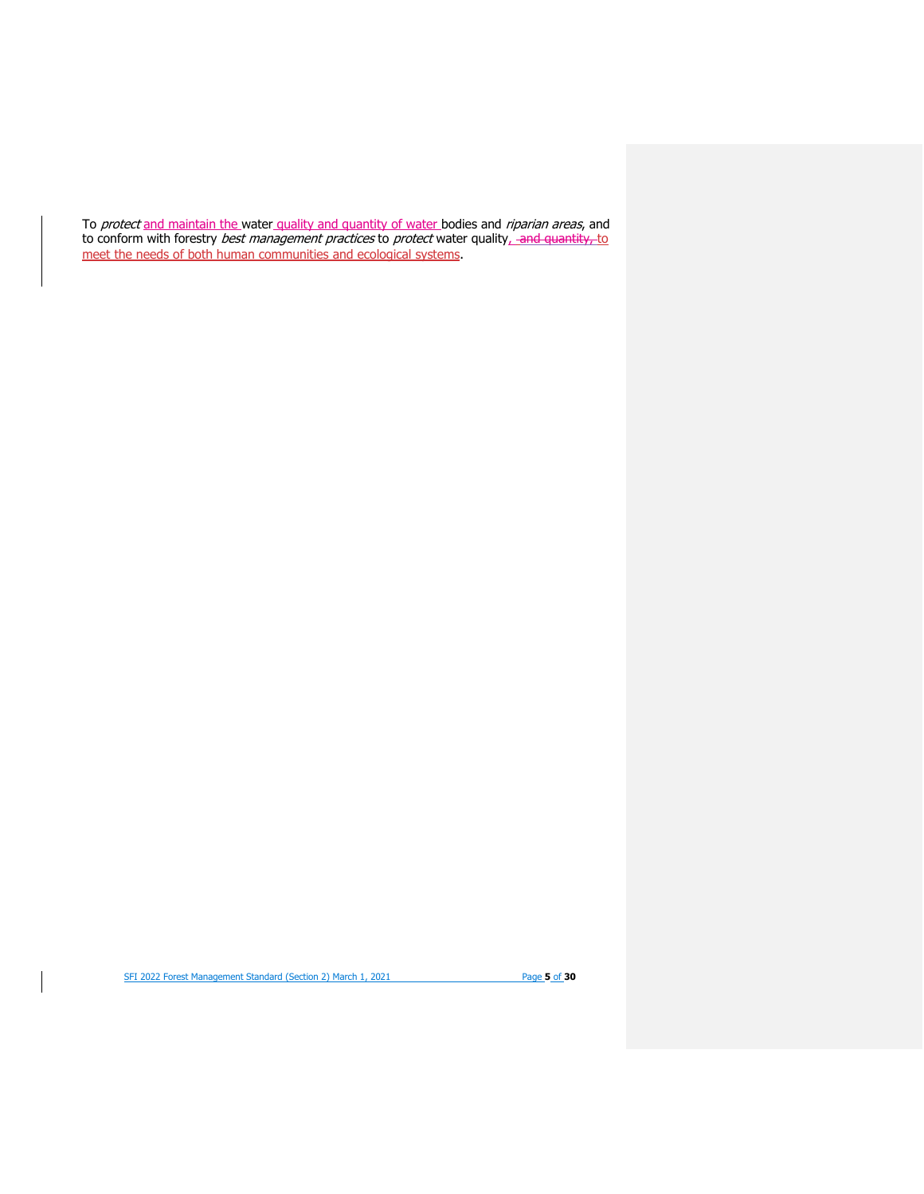To *protect* and maintain the water quality and quantity of water bodies and *riparian areas*, and to conform with forestry *best management practices* to *protect* water quality, ~~and quantity,~~ to meet the needs of both human communities and ecological systems.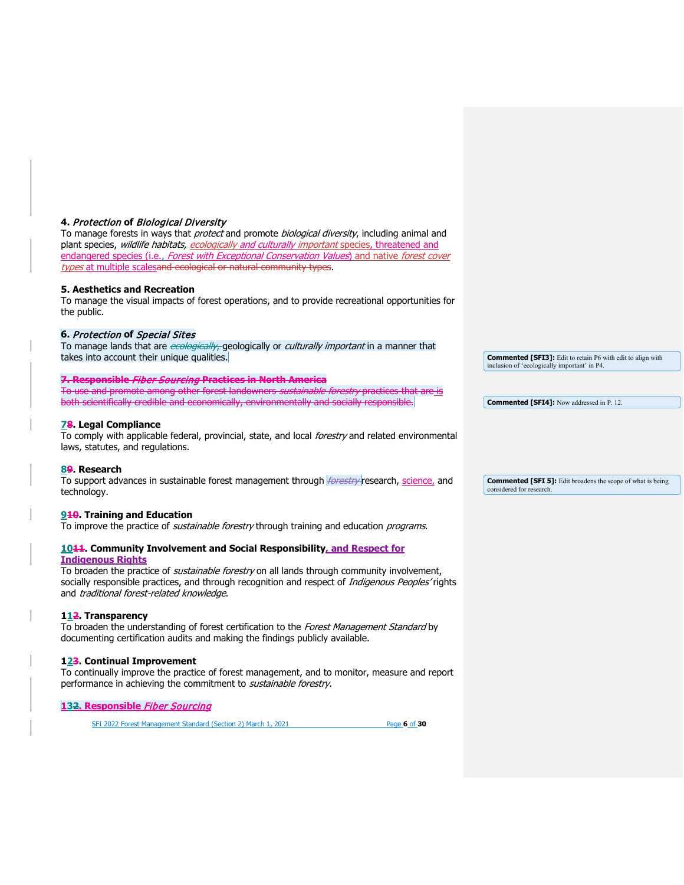**4.** ***Protection*** **of** ***Biological Diversity***

To manage forests in ways that *protect* and promote *biological diversity*, including animal and plant species, *wildlife habitats*, *ecologically and culturally important* species, threatened and endangered species (i.e., *Forest with Exceptional Conservation Values*) and native *forest cover types* at multiple scales~~and ecological or natural community types~~.

**5. Aesthetics and Recreation**

To manage the visual impacts of forest operations, and to provide recreational opportunities for the public.

**6.** ***Protection*** **of** ***Special Sites***

To manage lands that are ~~*ecologically*,~~ geologically or *culturally important* in a manner that takes into account their unique qualities.

~~**7. Responsible *Fiber Sourcing* Practices in North America**~~

~~To use and promote among other forest landowners *sustainable forestry* practices that are is both scientifically credible and economically, environmentally and socially responsible.~~

**7~~8~~. Legal Compliance**

To comply with applicable federal, provincial, state, and local *forestry* and related environmental laws, statutes, and regulations.

**8~~9~~. Research**

To support advances in sustainable forest management through ~~*forestry*~~ research, science, and technology.

**9~~10~~. Training and Education**

To improve the practice of *sustainable forestry* through training and education *programs*.

**10~~11~~. Community Involvement and Social Responsibility, and Respect for Indigenous Rights**

To broaden the practice of *sustainable forestry* on all lands through community involvement, socially responsible practices, and through recognition and respect of *Indigenous Peoples'* rights and *traditional forest-related knowledge*.

**11~~2~~. Transparency**

To broaden the understanding of forest certification to the *Forest Management Standard* by documenting certification audits and making the findings publicly available.

**12~~3~~. Continual Improvement**

To continually improve the practice of forest management, and to monitor, measure and report performance in achieving the commitment to *sustainable forestry*.

**13~~2~~. Responsible *Fiber Sourcing***

**Commented [SFI3]:** Edit to retain P6 with edit to align with inclusion of 'ecologically important' in P4.

**Commented [SFI4]:** Now addressed in P. 12.

**Commented [SFI 5]:** Edit broadens the scope of what is being considered for research.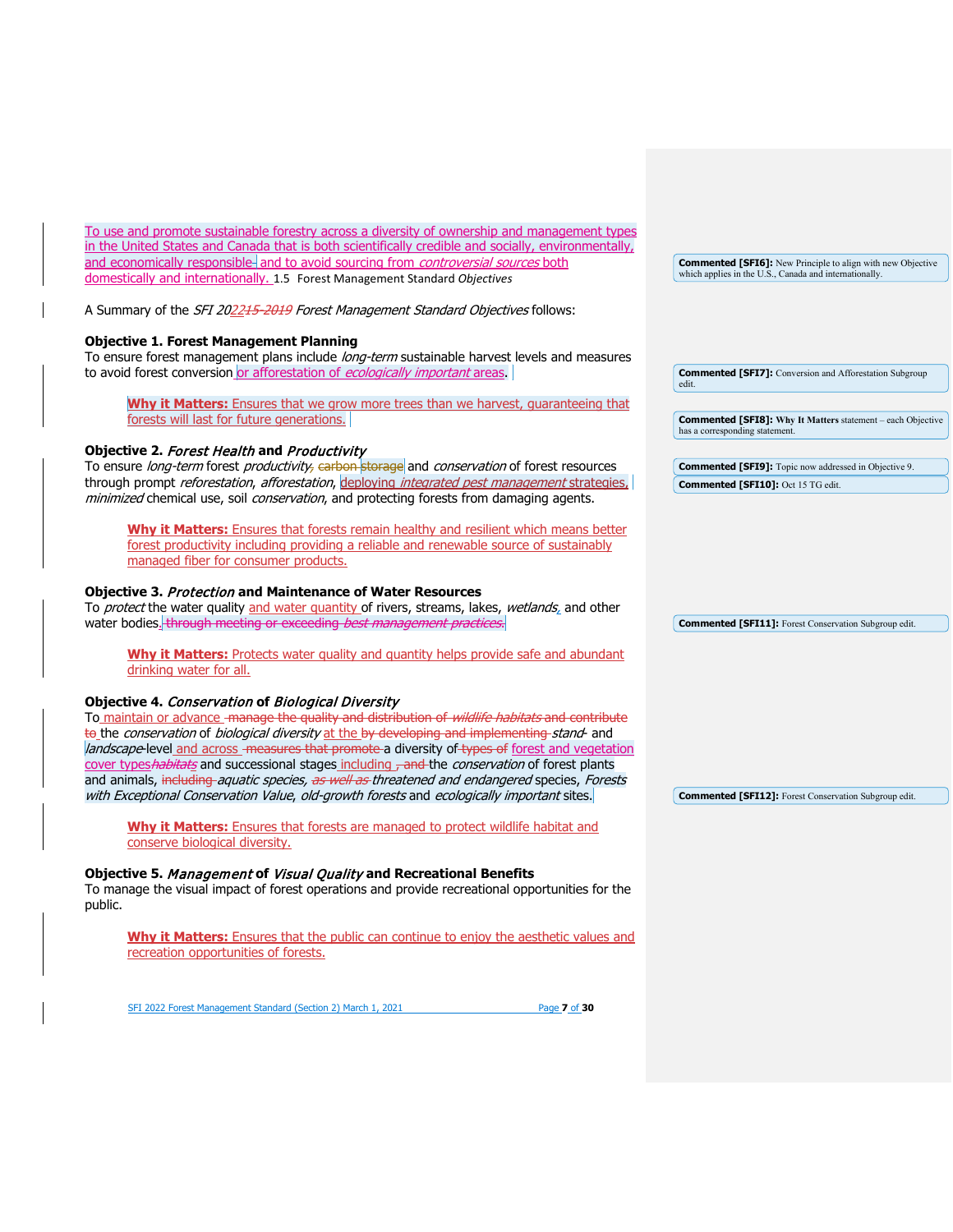To use and promote sustainable forestry across a diversity of ownership and management types in the United States and Canada that is both scientifically credible and socially, environmentally, and economically responsible- and to avoid sourcing from *controversial sources* both domestically and internationally.

## 1.5 Forest Management Standard *Objectives*

A Summary of the *SFI 2022~~15-2019~~ Forest Management Standard Objectives* follows:

### Objective 1. Forest Management Planning

To ensure forest management plans include *long-term* sustainable harvest levels and measures to avoid forest conversion or afforestation of *ecologically important* areas.

> **Why it Matters:** Ensures that we grow more trees than we harvest, guaranteeing that forests will last for future generations.

### Objective 2. *Forest Health* and *Productivity*

To ensure *long-term* forest *productivity*, ~~carbon storage~~ and *conservation* of forest resources through prompt *reforestation*, *afforestation*, deploying *integrated pest management* strategies, *minimized* chemical use, soil *conservation*, and protecting forests from damaging agents.

> **Why it Matters:** Ensures that forests remain healthy and resilient which means better forest productivity including providing a reliable and renewable source of sustainably managed fiber for consumer products.

### Objective 3. *Protection* and Maintenance of Water Resources

To *protect* the water quality and water quantity of rivers, streams, lakes, *wetlands*, and other water bodies. ~~through meeting or exceeding *best management practices*.~~

> **Why it Matters:** Protects water quality and quantity helps provide safe and abundant drinking water for all.

### Objective 4. *Conservation* of *Biological Diversity*

To maintain or advance ~~manage the quality and distribution of *wildlife habitats* and contribute to~~ the *conservation* of *biological diversity* at the ~~by developing and implementing~~ *stand*- and *landscape*-level and across ~~measures that promote~~ a diversity of ~~types of~~ forest and vegetation cover types~~*habitats*~~ and successional stages including ~~, and~~ the *conservation* of forest plants and animals, ~~including~~ *aquatic species*, ~~*as well as*~~ *threatened and endangered* species, *Forests with Exceptional Conservation Value*, *old-growth forests* and *ecologically important* sites.

> **Why it Matters:** Ensures that forests are managed to protect wildlife habitat and conserve biological diversity.

### Objective 5. *Management* of *Visual Quality* and Recreational Benefits

To manage the visual impact of forest operations and provide recreational opportunities for the public.

> **Why it Matters:** Ensures that the public can continue to enjoy the aesthetic values and recreation opportunities of forests.

---

**Commented [SFI6]:** New Principle to align with new Objective which applies in the U.S., Canada and internationally.

**Commented [SFI7]:** Conversion and Afforestation Subgroup edit.

**Commented [SFI8]:** **Why It Matters** statement – each Objective has a corresponding statement.

**Commented [SFI9]:** Topic now addressed in Objective 9.

**Commented [SFI10]:** Oct 15 TG edit.

**Commented [SFI11]:** Forest Conservation Subgroup edit.

**Commented [SFI12]:** Forest Conservation Subgroup edit.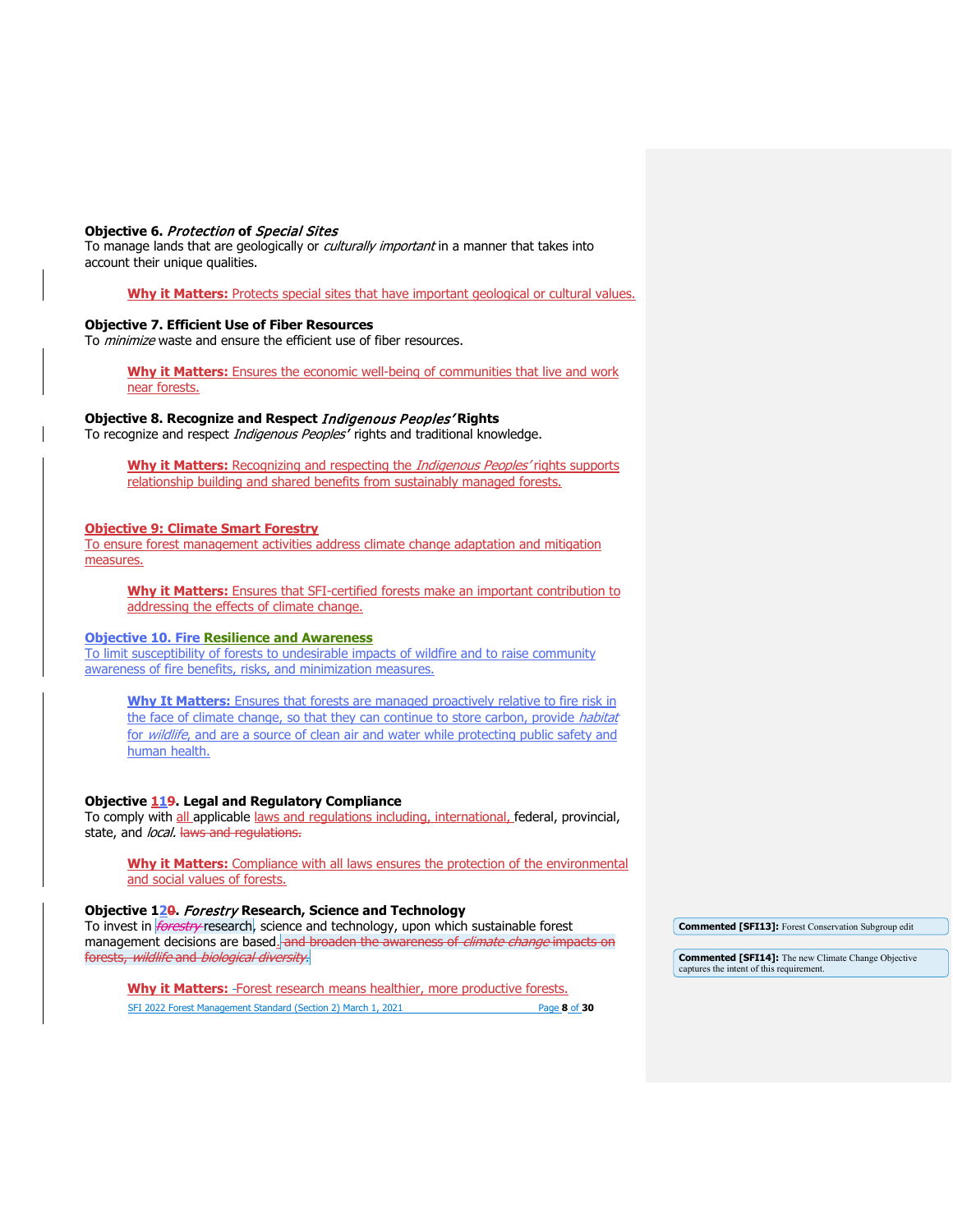**Objective 6.** ***Protection*** **of** ***Special Sites***
To manage lands that are geologically or *culturally important* in a manner that takes into account their unique qualities.

> **Why it Matters:** Protects special sites that have important geological or cultural values.

**Objective 7. Efficient Use of Fiber Resources**
To *minimize* waste and ensure the efficient use of fiber resources.

> **Why it Matters:** Ensures the economic well-being of communities that live and work near forests.

**Objective 8. Recognize and Respect** ***Indigenous Peoples'*** **Rights**
To recognize and respect *Indigenous Peoples'* rights and traditional knowledge.

> **Why it Matters:** Recognizing and respecting the *Indigenous Peoples'* rights supports relationship building and shared benefits from sustainably managed forests.

**Objective 9: Climate Smart Forestry**
To ensure forest management activities address climate change adaptation and mitigation measures.

> **Why it Matters:** Ensures that SFI-certified forests make an important contribution to addressing the effects of climate change.

**Objective 10. Fire Resilience and Awareness**
To limit susceptibility of forests to undesirable impacts of wildfire and to raise community awareness of fire benefits, risks, and minimization measures.

> **Why It Matters:** Ensures that forests are managed proactively relative to fire risk in the face of climate change, so that they can continue to store carbon, provide *habitat* for *wildlife*, and are a source of clean air and water while protecting public safety and human health.

**Objective ~~9~~ 11. Legal and Regulatory Compliance**
To comply with all applicable laws and regulations including, international, federal, provincial, state, and *local*. ~~laws and regulations.~~

> **Why it Matters:** Compliance with all laws ensures the protection of the environmental and social values of forests.

**Objective 1~~0~~2.** ***Forestry*** **Research, Science and Technology**
To invest in ~~*forestry*~~ research, science and technology, upon which sustainable forest management decisions are based. ~~and broaden the awareness of *climate change* impacts on forests, *wildlife* and *biological diversity*.~~

> **Why it Matters:** Forest research means healthier, more productive forests.

**Commented [SFI13]:** Forest Conservation Subgroup edit

**Commented [SFI14]:** The new Climate Change Objective captures the intent of this requirement.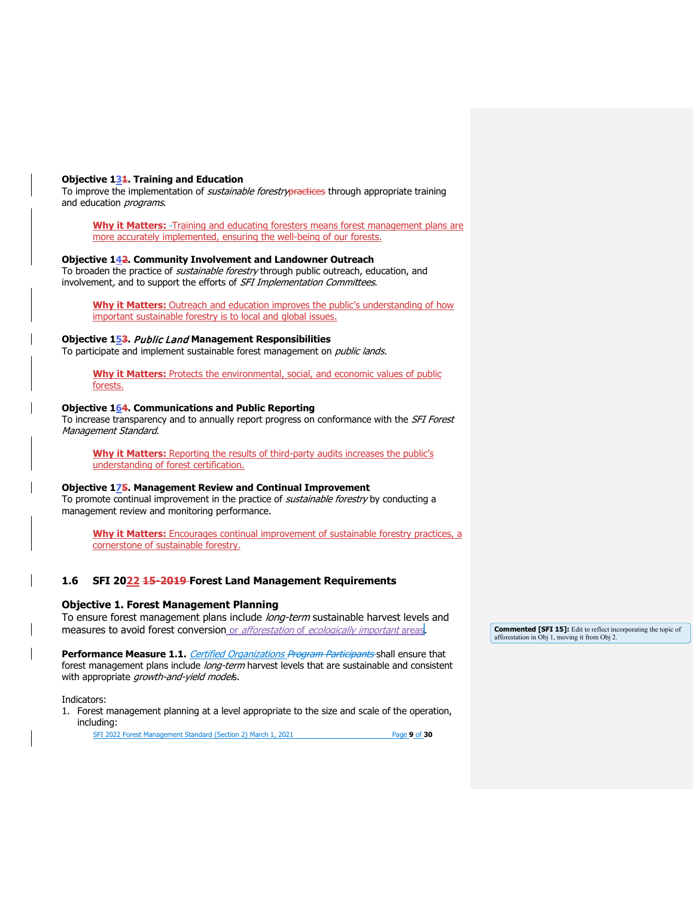**Objective 13. Training and Education**
To improve the implementation of *sustainable forestry* through appropriate training and education *programs*.

> **Why it Matters:** Training and educating foresters means forest management plans are more accurately implemented, ensuring the well-being of our forests.

**Objective 14. Community Involvement and Landowner Outreach**
To broaden the practice of *sustainable forestry* through public outreach, education, and involvement, and to support the efforts of *SFI Implementation Committees*.

> **Why it Matters:** Outreach and education improves the public's understanding of how important sustainable forestry is to local and global issues.

**Objective 15. *Public Land* Management Responsibilities**
To participate and implement sustainable forest management on *public lands.*

> **Why it Matters:** Protects the environmental, social, and economic values of public forests.

**Objective 16. Communications and Public Reporting**
To increase transparency and to annually report progress on conformance with the *SFI Forest Management Standard*.

> **Why it Matters:** Reporting the results of third-party audits increases the public's understanding of forest certification.

**Objective 17. Management Review and Continual Improvement**
To promote continual improvement in the practice of *sustainable forestry* by conducting a management review and monitoring performance.

> **Why it Matters:** Encourages continual improvement of sustainable forestry practices, a cornerstone of sustainable forestry.

## 1.6 SFI 2022 Forest Land Management Requirements

### Objective 1. Forest Management Planning

To ensure forest management plans include *long-term* sustainable harvest levels and measures to avoid forest conversion or *afforestation* of *ecologically important* areas.

**Performance Measure 1.1.** *Certified Organizations* shall ensure that forest management plans include *long-term* harvest levels that are sustainable and consistent with appropriate *growth-and-yield models*.

Indicators:

1. Forest management planning at a level appropriate to the size and scale of the operation, including: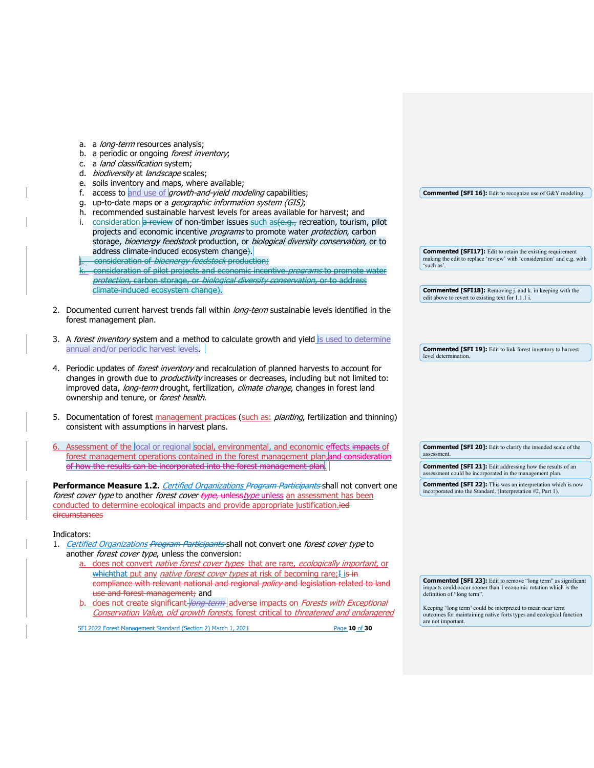a. a *long-term* resources analysis;
b. a periodic or ongoing *forest inventory*;
c. a *land classification* system;
d. *biodiversity* at *landscape* scales;
e. soils inventory and maps, where available;
f. access to and use of *growth-and-yield modeling* capabilities;
g. up-to-date maps or a *geographic information system (GIS)*;
h. recommended sustainable harvest levels for areas available for harvest; and
i. consideration ~~a review~~ of non-timber issues such as~~(e.g.,~~ recreation, tourism, pilot projects and economic incentive *programs* to promote water *protection*, carbon storage, *bioenergy feedstock* production, or *biological diversity conservation*, or to address climate-induced ecosystem change~~)~~.
~~j. consideration of *bioenergy feedstock* production;~~
~~k. consideration of pilot projects and economic incentive *programs* to promote water *protection*, carbon storage, or *biological diversity conservation*, or to address climate-induced ecosystem change).~~

2. Documented current harvest trends fall within *long-term* sustainable levels identified in the forest management plan.

3. A *forest inventory* system and a method to calculate growth and yield is used to determine annual and/or periodic harvest levels.

4. Periodic updates of *forest inventory* and recalculation of planned harvests to account for changes in growth due to *productivity* increases or decreases, including but not limited to: improved data, *long-term* drought, fertilization, *climate change*, changes in forest land ownership and tenure, or *forest health*.

5. Documentation of forest management ~~practices~~ (such as: *planting*, fertilization and thinning) consistent with assumptions in harvest plans.

6. Assessment of the local or regional social, environmental, and economic effects ~~impacts~~ of forest management operations contained in the forest management plan~~, and consideration of how the results can be incorporated into the forest management plan~~.

**Performance Measure 1.2.** *Certified Organizations* ~~*Program Participants*~~ shall not convert one *forest cover type* to another *forest cover* ~~*type*, unless~~*type* unless an assessment has been conducted to determine ecological impacts and provide appropriate justification.~~ied circumstances~~

Indicators:

1. *Certified Organizations* ~~*Program Participants*~~ shall not convert one *forest cover type* to another *forest cover type*, unless the conversion:
   a. does not convert *native forest cover types* that are rare, *ecologically important*, or ~~which~~that put any *native forest cover types* at risk of becoming rare;~~I is in compliance with relevant national and regional *policy* and legislation related to land use and forest management;~~ and
   b. does not create significant ~~*long-term*~~ adverse impacts on *Forests with Exceptional Conservation Value*, *old growth forests*, forest critical to *threatened and endangered*

---

**Commented [SFI 16]:** Edit to recognize use of G&Y modeling.

**Commented [SFI17]:** Edit to retain the existing requirement making the edit to replace 'review' with 'consideration' and e.g. with 'such as'.

**Commented [SFI18]:** Removing j. and k. in keeping with the edit above to revert to existing text for 1.1.1 i.

**Commented [SFI 19]:** Edit to link forest inventory to harvest level determination.

**Commented [SFI 20]:** Edit to clarify the intended scale of the assessment.

**Commented [SFI 21]:** Edit addressing how the results of an assessment could be incorporated in the management plan.

**Commented [SFI 22]:** This was an interpretation which is now incorporated into the Standard. (Interpretation #2, Part 1).

**Commented [SFI 23]:** Edit to remove "long term" as significant impacts could occur sooner than 1 economic rotation which is the definition of "long term".

Keeping "long term' could be interpreted to mean near term outcomes for maintaining native forts types and ecological function are not important.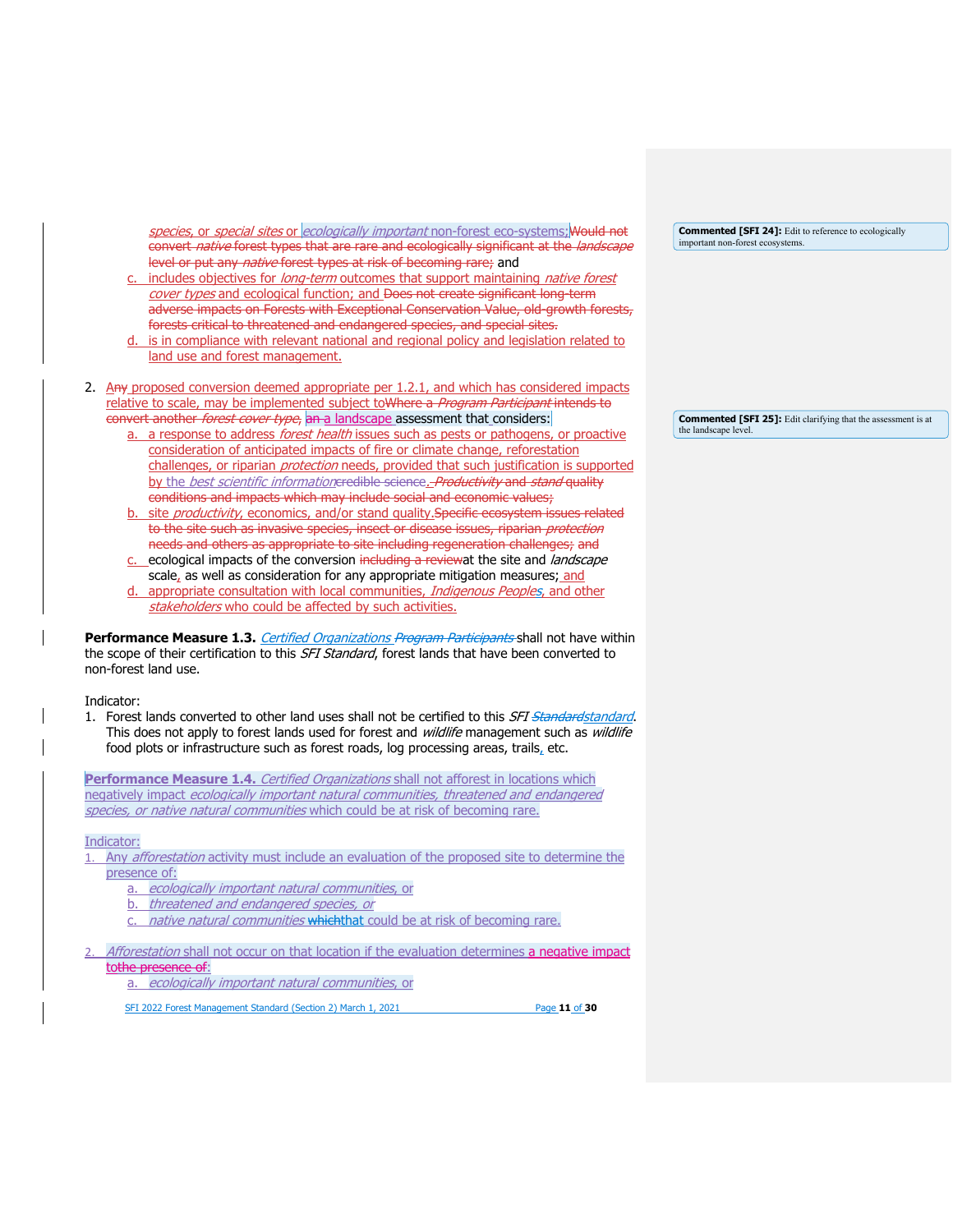*species*, or *special sites* or *ecologically important* non-forest eco-systems;~~Would not convert *native* forest types that are rare and ecologically significant at the *landscape* level or put any *native* forest types at risk of becoming rare;~~ and

   c. includes objectives for *long-term* outcomes that support maintaining *native forest cover types* and ecological function; and ~~Does not create significant long-term adverse impacts on Forests with Exceptional Conservation Value, old-growth forests, forests critical to threatened and endangered species, and special sites.~~

   d. is in compliance with relevant national and regional policy and legislation related to land use and forest management.

2. Any proposed conversion deemed appropriate per 1.2.1, and which has considered impacts relative to scale, may be implemented subject to~~Where a *Program Participant* intends to convert another *forest cover type*,~~ ~~an~~ a landscape assessment that considers:

   a. a response to address *forest health* issues such as pests or pathogens, or proactive consideration of anticipated impacts of fire or climate change, reforestation challenges, or riparian *protection* needs, provided that such justification is supported by the *best scientific information*~~credible science~~.~~ *Productivity* and *stand* quality conditions and impacts which may include social and economic values;~~

   b. site *productivity*, economics, and/or stand quality.~~Specific ecosystem issues related to the site such as invasive species, insect or disease issues, riparian *protection* needs and others as appropriate to site including regeneration challenges; and~~

   c. ecological impacts of the conversion ~~including a review~~at the site and *landscape* scale, as well as consideration for any appropriate mitigation measures; and

   d. appropriate consultation with local communities, *Indigenous Peoples*, and other *stakeholders* who could be affected by such activities.

**Performance Measure 1.3.** *Certified Organizations* ~~*Program Participants*~~ shall not have within the scope of their certification to this *SFI Standard*, forest lands that have been converted to non-forest land use.

Indicator:

1. Forest lands converted to other land uses shall not be certified to this *SFI* ~~*Standard*~~*standard*. This does not apply to forest lands used for forest and *wildlife* management such as *wildlife* food plots or infrastructure such as forest roads, log processing areas, trails, etc.

**Performance Measure 1.4.** *Certified Organizations* shall not afforest in locations which negatively impact *ecologically important natural communities, threatened and endangered species, or native natural communities* which could be at risk of becoming rare.

Indicator:

1. Any *afforestation* activity must include an evaluation of the proposed site to determine the presence of:

   a. *ecologically important natural communities*, or

   b. *threatened and endangered species, or*

   c. *native natural communities* ~~which~~that could be at risk of becoming rare.

2. *Afforestation* shall not occur on that location if the evaluation determines a negative impact ~~tothe presence of~~:

   a. *ecologically important natural communities*, or

**Commented [SFI 24]:** Edit to reference to ecologically important non-forest ecosystems.

**Commented [SFI 25]:** Edit clarifying that the assessment is at the landscape level.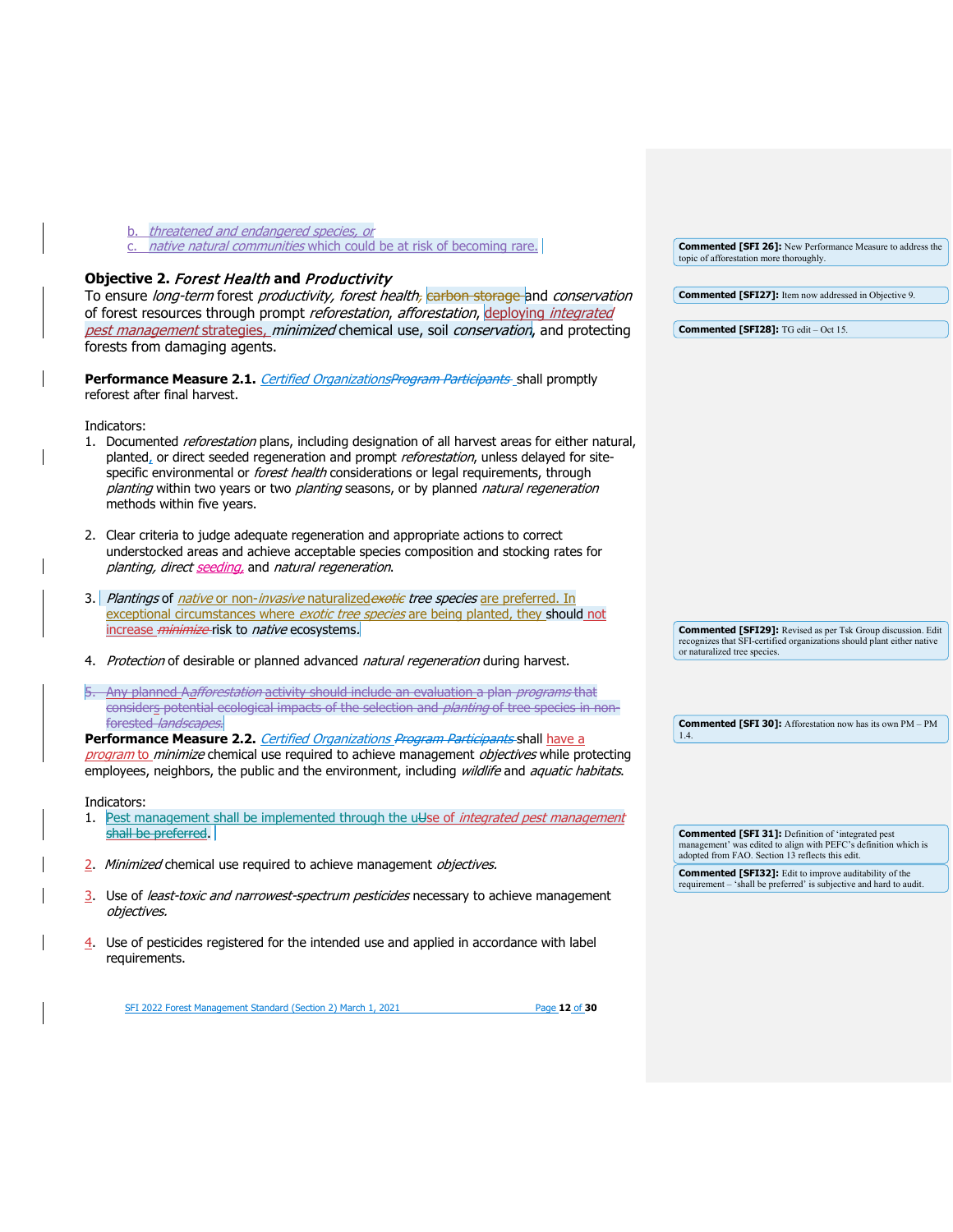b. *threatened and endangered species, or*
c. *native natural communities* which could be at risk of becoming rare.

**Objective 2. *Forest Health* and *Productivity***
To ensure *long-term* forest *productivity, forest health,* ~~carbon storage~~ and *conservation* of forest resources through prompt *reforestation*, *afforestation*, deploying *integrated pest management* strategies, *minimized* chemical use, soil *conservation*, and protecting forests from damaging agents.

**Performance Measure 2.1.** *Certified Organizations*~~Program Participants~~ shall promptly reforest after final harvest.

Indicators:
1. Documented *reforestation* plans, including designation of all harvest areas for either natural, planted, or direct seeded regeneration and prompt *reforestation*, unless delayed for site-specific environmental or *forest health* considerations or legal requirements, through *planting* within two years or two *planting* seasons, or by planned *natural regeneration* methods within five years.

2. Clear criteria to judge adequate regeneration and appropriate actions to correct understocked areas and achieve acceptable species composition and stocking rates for *planting, direct seeding,* and *natural regeneration*.

3. *Plantings* of *native* or non-*invasive* naturalized~~exotic~~ *tree species* are preferred. In exceptional circumstances where *exotic tree species* are being planted, they should not increase ~~minimize~~ risk to *native* ecosystems.

4. *Protection* of desirable or planned advanced *natural regeneration* during harvest.

5. ~~Any planned A*afforestation* activity should include an evaluation a plan *programs* that considers potential ecological impacts of the selection and *planting* of tree species in non-forested *landscapes*.~~

**Performance Measure 2.2.** *Certified Organizations* ~~Program Participants~~ shall have a *program* to *minimize* chemical use required to achieve management *objectives* while protecting employees, neighbors, the public and the environment, including *wildlife* and *aquatic habitats*.

Indicators:
1. Pest management shall be implemented through the u~~U~~se of *integrated pest management* ~~shall be preferred~~.

2. *Minimized* chemical use required to achieve management *objectives.*

3. Use of *least-toxic and narrowest-spectrum pesticides* necessary to achieve management *objectives.*

4. Use of pesticides registered for the intended use and applied in accordance with label requirements.

**Commented [SFI 26]:** New Performance Measure to address the topic of afforestation more thoroughly.

**Commented [SFI27]:** Item now addressed in Objective 9.

**Commented [SFI28]:** TG edit – Oct 15.

**Commented [SFI29]:** Revised as per Tsk Group discussion. Edit recognizes that SFI-certified organizations should plant either native or naturalized tree species.

**Commented [SFI 30]:** Afforestation now has its own PM – PM 1.4.

**Commented [SFI 31]:** Definition of 'integrated pest management' was edited to align with PEFC's definition which is adopted from FAO. Section 13 reflects this edit.

**Commented [SFI32]:** Edit to improve auditability of the requirement – 'shall be preferred' is subjective and hard to audit.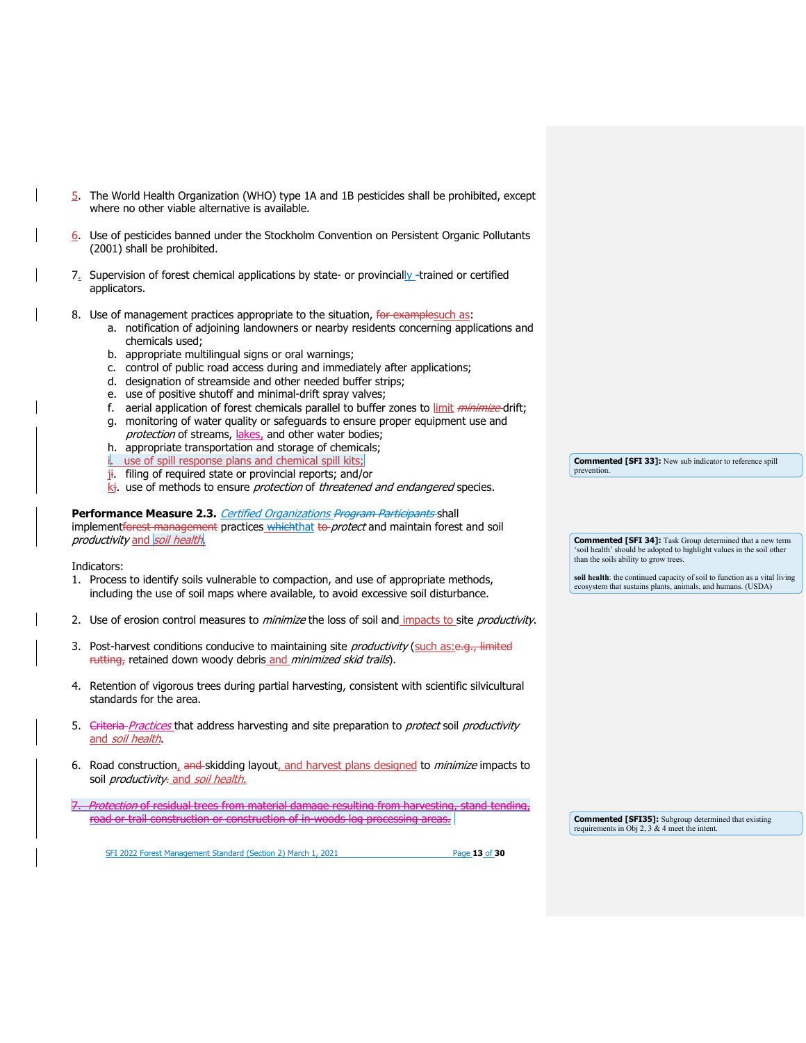5. The World Health Organization (WHO) type 1A and 1B pesticides shall be prohibited, except where no other viable alternative is available.

6. Use of pesticides banned under the Stockholm Convention on Persistent Organic Pollutants (2001) shall be prohibited.

7. Supervision of forest chemical applications by state- or provincially -trained or certified applicators.

8. Use of management practices appropriate to the situation, ~~for example~~such as:
   a. notification of adjoining landowners or nearby residents concerning applications and chemicals used;
   b. appropriate multilingual signs or oral warnings;
   c. control of public road access during and immediately after applications;
   d. designation of streamside and other needed buffer strips;
   e. use of positive shutoff and minimal-drift spray valves;
   f. aerial application of forest chemicals parallel to buffer zones to limit ~~*minimize*~~ drift;
   g. monitoring of water quality or safeguards to ensure proper equipment use and *protection* of streams, lakes, and other water bodies;
   h. appropriate transportation and storage of chemicals;
   i. use of spill response plans and chemical spill kits;
   j~~i~~. filing of required state or provincial reports; and/or
   k~~j~~. use of methods to ensure *protection* of *threatened and endangered* species.

**Commented [SFI 33]:** New sub indicator to reference spill prevention.

**Performance Measure 2.3.** *Certified Organizations* ~~*Program Participants*~~ shall implement~~forest management~~ practices ~~which~~that ~~to~~ *protect* and maintain forest and soil *productivity* and *soil health*.

**Commented [SFI 34]:** Task Group determined that a new term 'soil health' should be adopted to highlight values in the soil other than the soils ability to grow trees.

**soil health**: the continued capacity of soil to function as a vital living ecosystem that sustains plants, animals, and humans. (USDA)

Indicators:

1. Process to identify soils vulnerable to compaction, and use of appropriate methods, including the use of soil maps where available, to avoid excessive soil disturbance.

2. Use of erosion control measures to *minimize* the loss of soil and impacts to site *productivity*.

3. Post-harvest conditions conducive to maintaining site *productivity* (such as:~~e.g., limited rutting,~~ retained down woody debris and *minimized skid trails*).

4. Retention of vigorous trees during partial harvesting, consistent with scientific silvicultural standards for the area.

5. ~~Criteria~~ *Practices* that address harvesting and site preparation to *protect* soil *productivity* and *soil health*.

6. Road construction, ~~and~~ skidding layout, and harvest plans designed to *minimize* impacts to soil *productivity*~~.~~ and *soil health*.

7. ~~*Protection* of residual trees from material damage resulting from harvesting, stand tending, road or trail construction or construction of in-woods log processing areas.~~

**Commented [SFI35]:** Subgroup determined that existing requirements in Obj 2, 3 & 4 meet the intent.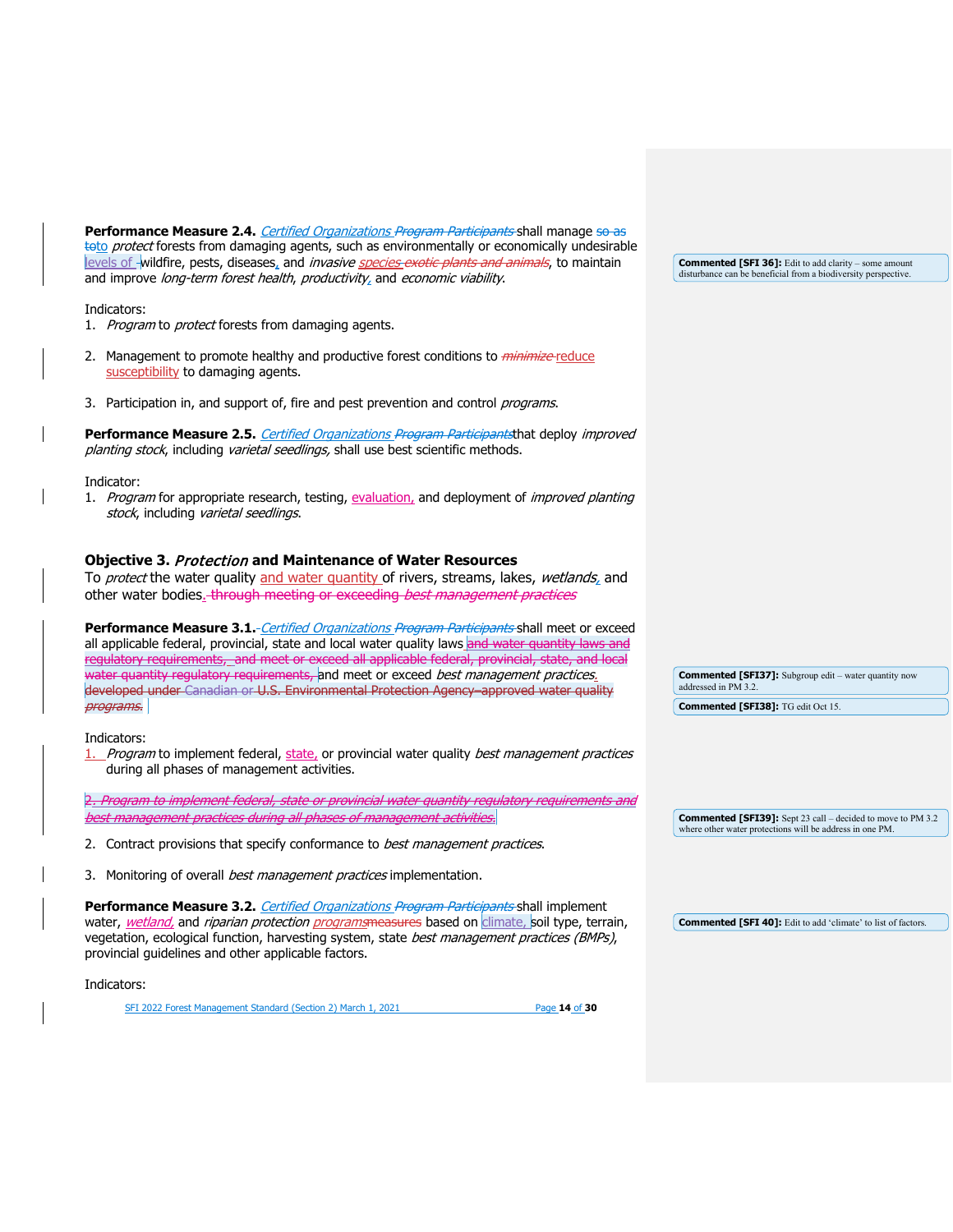**Performance Measure 2.4.** *Certified Organizations* ~~*Program Participants*~~ shall manage ~~so as to~~to *protect* forests from damaging agents, such as environmentally or economically undesirable levels of ~~-~~wildfire, pests, diseases, and *invasive species* ~~*exotic plants and animals*~~, to maintain and improve *long-term forest health*, *productivity*, and *economic viability*.

Indicators:

1. *Program* to *protect* forests from damaging agents.
2. Management to promote healthy and productive forest conditions to ~~*minimize*~~ reduce susceptibility to damaging agents.
3. Participation in, and support of, fire and pest prevention and control *programs*.

**Performance Measure 2.5.** *Certified Organizations* ~~*Program Participants*~~that deploy *improved planting stock*, including *varietal seedlings,* shall use best scientific methods.

Indicator:

1. *Program* for appropriate research, testing, evaluation, and deployment of *improved planting stock*, including *varietal seedlings*.

### Objective 3. *Protection* and Maintenance of Water Resources

To *protect* the water quality and water quantity of rivers, streams, lakes, *wetlands*, and other water bodies. ~~through meeting or exceeding *best management practices*~~

**Performance Measure 3.1.** *Certified Organizations* ~~*Program Participants*~~ shall meet or exceed all applicable federal, provincial, state and local water quality laws ~~and water quantity laws and regulatory requirements, and meet or exceed all applicable federal, provincial, state, and local water quantity regulatory requirements,~~ and meet or exceed *best management practices*. ~~developed under Canadian or U.S. Environmental Protection Agency–approved water quality *programs*.~~

Indicators:

1. *Program* to implement federal, state, or provincial water quality *best management practices* during all phases of management activities.

~~2. *Program to implement federal, state or provincial water quantity regulatory requirements and best management practices during all phases of management activities.*~~

2. Contract provisions that specify conformance to *best management practices*.
3. Monitoring of overall *best management practices* implementation.

**Performance Measure 3.2.** *Certified Organizations* ~~*Program Participants*~~ shall implement water, *wetland*, and *riparian protection* *programs*~~measures~~ based on climate, soil type, terrain, vegetation, ecological function, harvesting system, state *best management practices (BMPs)*, provincial guidelines and other applicable factors.

Indicators:

**Commented [SFI 36]:** Edit to add clarity – some amount disturbance can be beneficial from a biodiversity perspective.

**Commented [SFI37]:** Subgroup edit – water quantity now addressed in PM 3.2.

**Commented [SFI38]:** TG edit Oct 15.

**Commented [SFI39]:** Sept 23 call – decided to move to PM 3.2 where other water protections will be address in one PM.

**Commented [SFI 40]:** Edit to add 'climate' to list of factors.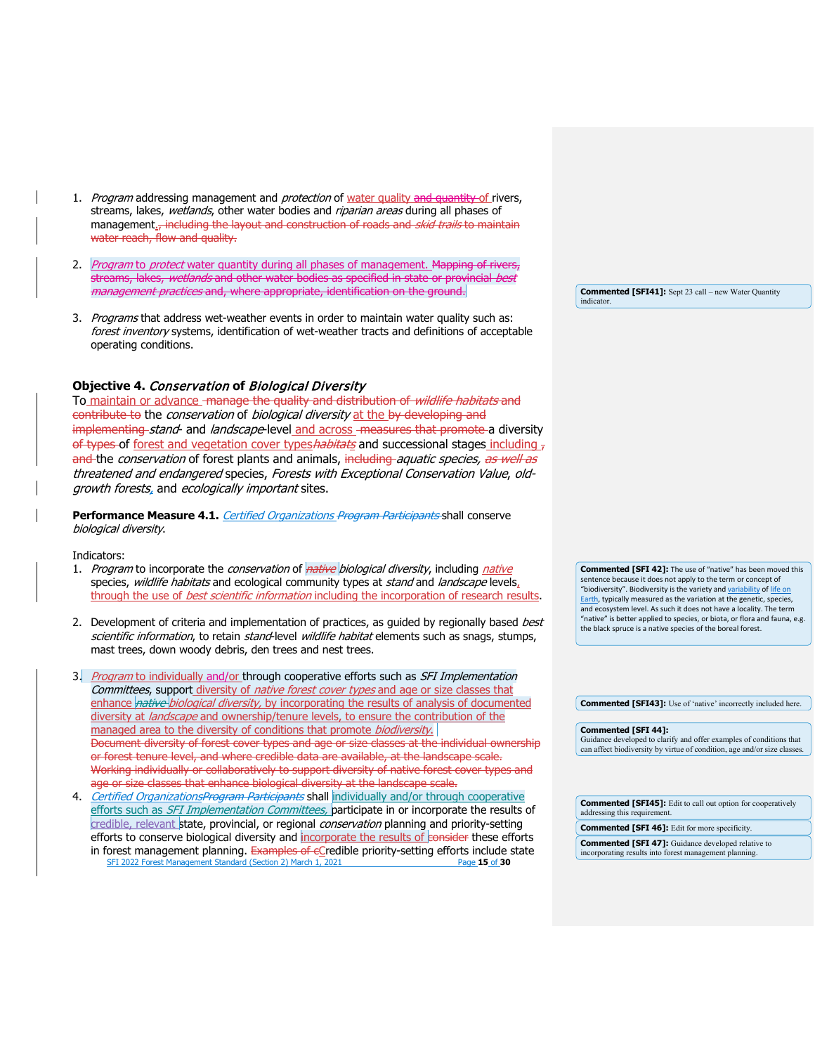1. *Program* addressing management and *protection* of water quality ~~and quantity of~~ rivers, streams, lakes, *wetlands*, other water bodies and *riparian areas* during all phases of management.~~, including the layout and construction of roads and *skid trails* to maintain water reach, flow and quality.~~

2. *Program* to *protect* water quantity during all phases of management. ~~Mapping of rivers, streams, lakes, *wetlands* and other water bodies as specified in state or provincial *best management practices* and, where appropriate, identification on the ground.~~

3. *Programs* that address wet-weather events in order to maintain water quality such as: *forest inventory* systems, identification of wet-weather tracts and definitions of acceptable operating conditions.

### Objective 4. *Conservation* of *Biological Diversity*

To maintain or advance ~~manage the quality and distribution of *wildlife habitats* and contribute to~~ the *conservation* of *biological diversity* at the ~~by developing and implementing~~ *stand*- and *landscape*-level and across ~~measures that promote~~ a diversity ~~of types~~ of forest and vegetation cover types~~*habitats*~~ and successional stages including ~~, and~~ the *conservation* of forest plants and animals, ~~including~~ *aquatic species*, ~~*as well as*~~ *threatened and endangered* species, *Forests with Exceptional Conservation Value*, *old-growth forests*, and *ecologically important* sites.

**Performance Measure 4.1.** *Certified Organizations* ~~*Program Participants*~~ shall conserve *biological diversity*.

Indicators:

1. *Program* to incorporate the *conservation* of ~~*native*~~ *biological diversity*, including *native* species, *wildlife habitats* and ecological community types at *stand* and *landscape* levels, through the use of *best scientific information* including the incorporation of research results.

2. Development of criteria and implementation of practices, as guided by regionally based *best scientific information*, to retain *stand*-level *wildlife habitat* elements such as snags, stumps, mast trees, down woody debris, den trees and nest trees.

3. *Program* to individually and/or through cooperative efforts such as *SFI Implementation Committees*, support diversity of *native forest cover types* and age or size classes that enhance ~~*native*~~ *biological diversity*, by incorporating the results of analysis of documented diversity at *landscape* and ownership/tenure levels, to ensure the contribution of the managed area to the diversity of conditions that promote *biodiversity*.
~~Document diversity of forest cover types and age or size classes at the individual ownership or forest tenure level, and where credible data are available, at the landscape scale. Working individually or collaboratively to support diversity of native forest cover types and age or size classes that enhance biological diversity at the landscape scale.~~

4. *Certified Organizations*~~*Program Participants*~~ shall individually and/or through cooperative efforts such as *SFI Implementation Committees*, participate in or incorporate the results of credible, relevant state, provincial, or regional *conservation* planning and priority-setting efforts to conserve biological diversity and incorporate the results of ~~consider~~ these efforts in forest management planning. ~~Examples of c~~Credible priority-setting efforts include state

---

**Commented [SFI41]:** Sept 23 call – new Water Quantity indicator.

**Commented [SFI 42]:** The use of "native" has been moved this sentence because it does not apply to the term or concept of "biodiversity". Biodiversity is the variety and variability of life on Earth, typically measured as the variation at the genetic, species, and ecosystem level. As such it does not have a locality. The term "native" is better applied to species, or biota, or flora and fauna, e.g. the black spruce is a native species of the boreal forest.

**Commented [SFI43]:** Use of 'native' incorrectly included here.

**Commented [SFI 44]:** Guidance developed to clarify and offer examples of conditions that can affect biodiversity by virtue of condition, age and/or size classes.

**Commented [SFI45]:** Edit to call out option for cooperatively addressing this requirement.

**Commented [SFI 46]:** Edit for more specificity.

**Commented [SFI 47]:** Guidance developed relative to incorporating results into forest management planning.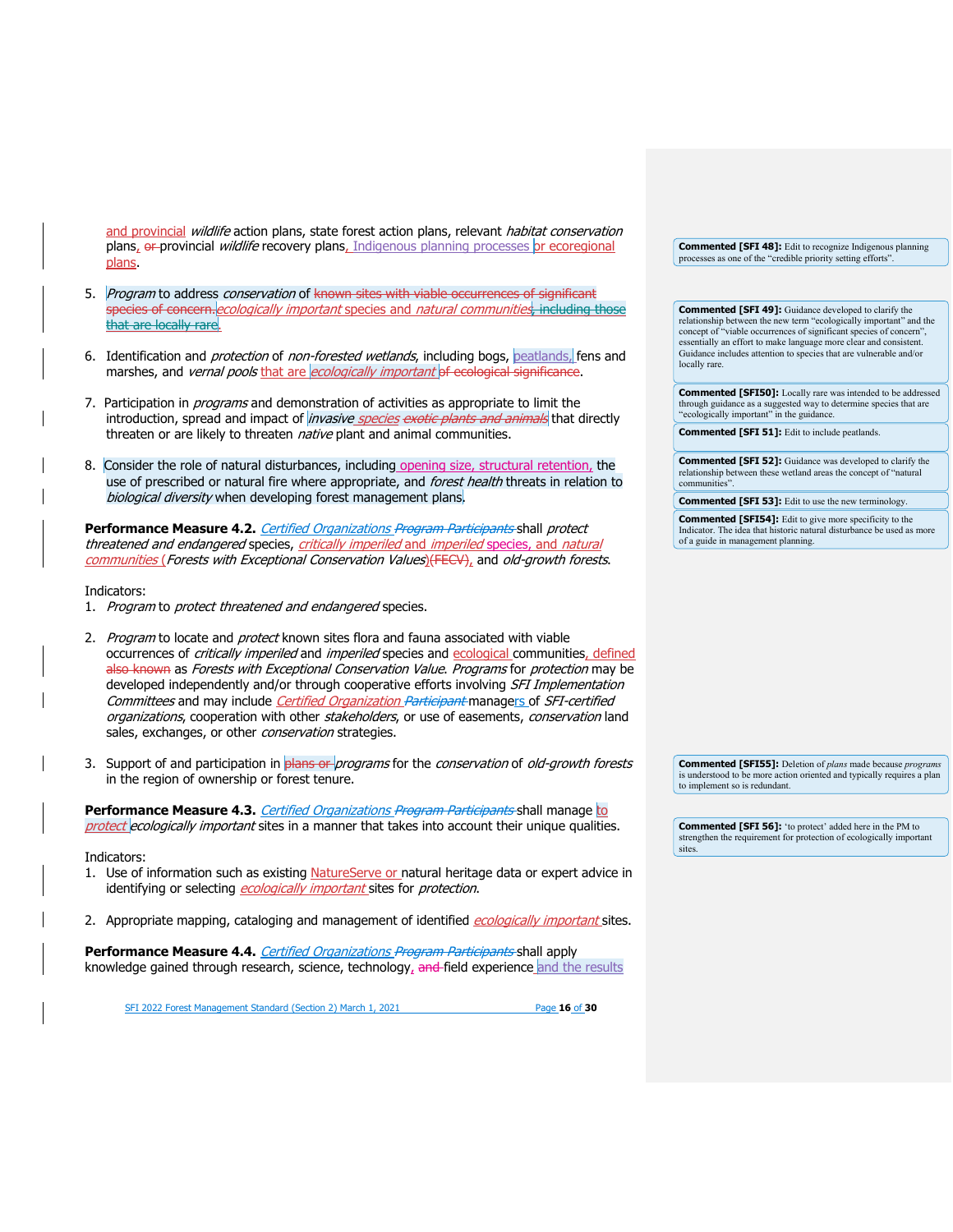and provincial *wildlife* action plans, state forest action plans, relevant *habitat conservation* plans, ~~or~~ provincial *wildlife* recovery plans, Indigenous planning processes or ecoregional plans.

5. *Program* to address *conservation* of ~~known sites with viable occurrences of significant species of concern.~~ *ecologically important* species and *natural communities*~~, including those that are locally rare~~.

6. Identification and *protection* of *non-forested wetlands*, including bogs, peatlands, fens and marshes, and *vernal pools* that are *ecologically important* ~~of ecological significance~~.

7. Participation in *programs* and demonstration of activities as appropriate to limit the introduction, spread and impact of *invasive species* ~~*exotic plants and animals*~~ that directly threaten or are likely to threaten *native* plant and animal communities.

8. Consider the role of natural disturbances, including opening size, structural retention, the use of prescribed or natural fire where appropriate, and *forest health* threats in relation to *biological diversity* when developing forest management plans.

**Performance Measure 4.2.** *Certified Organizations* ~~*Program Participants*~~ shall *protect threatened and endangered* species, *critically imperiled* and *imperiled* species, and *natural communities* (*Forests with Exceptional Conservation Values*)~~(FECV)~~, and *old-growth forests*.

Indicators:

1. *Program* to *protect threatened and endangered* species.

2. *Program* to locate and *protect* known sites flora and fauna associated with viable occurrences of *critically imperiled* and *imperiled* species and ecological communities, defined ~~also known~~ as *Forests with Exceptional Conservation Value*. *Programs* for *protection* may be developed independently and/or through cooperative efforts involving *SFI Implementation Committees* and may include *Certified Organization* ~~*Participant*~~ managers of *SFI-certified organizations*, cooperation with other *stakeholders*, or use of easements, *conservation* land sales, exchanges, or other *conservation* strategies.

3. Support of and participation in ~~plans or~~ *programs* for the *conservation* of *old-growth forests* in the region of ownership or forest tenure.

**Performance Measure 4.3.** *Certified Organizations* ~~*Program Participants*~~ shall manage *to protect* *ecologically important* sites in a manner that takes into account their unique qualities.

Indicators:

1. Use of information such as existing NatureServe or natural heritage data or expert advice in identifying or selecting *ecologically important* sites for *protection*.

2. Appropriate mapping, cataloging and management of identified *ecologically important* sites.

**Performance Measure 4.4.** *Certified Organizations* ~~*Program Participants*~~ shall apply knowledge gained through research, science, technology, ~~and~~ field experience and the results

---

**Commented [SFI 48]:** Edit to recognize Indigenous planning processes as one of the "credible priority setting efforts".

**Commented [SFI 49]:** Guidance developed to clarify the relationship between the new term "ecologically important" and the concept of "viable occurrences of significant species of concern", essentially an effort to make language more clear and consistent. Guidance includes attention to species that are vulnerable and/or locally rare.

**Commented [SFI50]:** Locally rare was intended to be addressed through guidance as a suggested way to determine species that are "ecologically important" in the guidance.

**Commented [SFI 51]:** Edit to include peatlands.

**Commented [SFI 52]:** Guidance was developed to clarify the relationship between these wetland areas the concept of "natural communities".

**Commented [SFI 53]:** Edit to use the new terminology.

**Commented [SFI54]:** Edit to give more specificity to the Indicator. The idea that historic natural disturbance be used as more of a guide in management planning.

**Commented [SFI55]:** Deletion of *plans* made because *programs* is understood to be more action oriented and typically requires a plan to implement so is redundant.

**Commented [SFI 56]:** 'to protect' added here in the PM to strengthen the requirement for protection of ecologically important sites.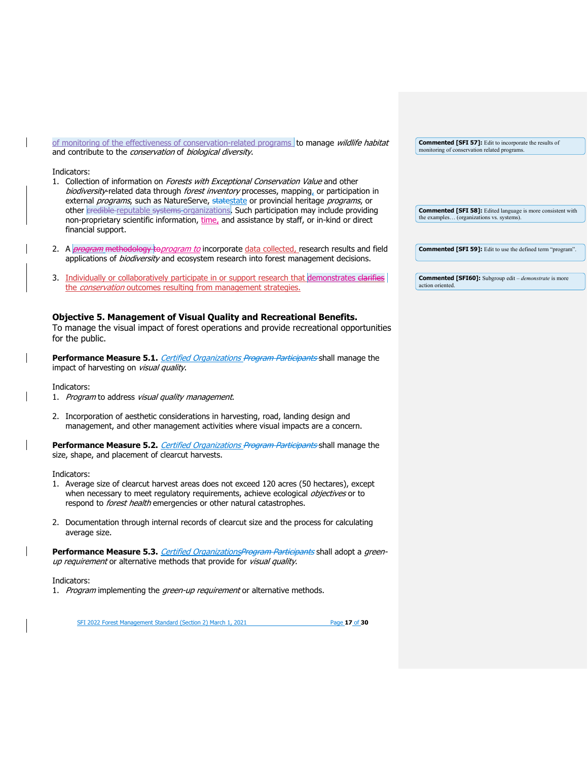of monitoring of the effectiveness of conservation-related programs to manage *wildlife habitat* and contribute to the *conservation* of *biological diversity*.

Indicators:

1. Collection of information on *Forests with Exceptional Conservation Value* and other *biodiversity*-related data through *forest inventory* processes, mapping, or participation in external *programs*, such as NatureServe, ~~statestate~~ state or provincial heritage *programs*, or other ~~credible~~ reputable ~~systems~~ organizations. Such participation may include providing non-proprietary scientific information, time, and assistance by staff, or in-kind or direct financial support.

2. A ~~*program* methodology to~~ *program to* incorporate data collected, research results and field applications of *biodiversity* and ecosystem research into forest management decisions.

3. Individually or collaboratively participate in or support research that demonstrates ~~clarifies~~ the *conservation* outcomes resulting from management strategies.

**Commented [SFI 57]:** Edit to incorporate the results of monitoring of conservation related programs.

**Commented [SFI 58]:** Edited language is more consistent with the examples… (organizations vs. systems).

**Commented [SFI 59]:** Edit to use the defined term "program".

**Commented [SFI60]:** Subgroup edit – *demonstrate* is more action oriented.

### Objective 5. Management of Visual Quality and Recreational Benefits.

To manage the visual impact of forest operations and provide recreational opportunities for the public.

**Performance Measure 5.1.** *Certified Organizations* ~~*Program Participants*~~ shall manage the impact of harvesting on *visual quality*.

Indicators:

1. *Program* to address *visual quality management*.

2. Incorporation of aesthetic considerations in harvesting, road, landing design and management, and other management activities where visual impacts are a concern.

**Performance Measure 5.2.** *Certified Organizations* ~~*Program Participants*~~ shall manage the size, shape, and placement of clearcut harvests.

Indicators:

1. Average size of clearcut harvest areas does not exceed 120 acres (50 hectares), except when necessary to meet regulatory requirements, achieve ecological *objectives* or to respond to *forest health* emergencies or other natural catastrophes.

2. Documentation through internal records of clearcut size and the process for calculating average size.

**Performance Measure 5.3.** *Certified Organizations* ~~*Program Participants*~~ shall adopt a *green-up requirement* or alternative methods that provide for *visual quality*.

Indicators:

1. *Program* implementing the *green-up requirement* or alternative methods.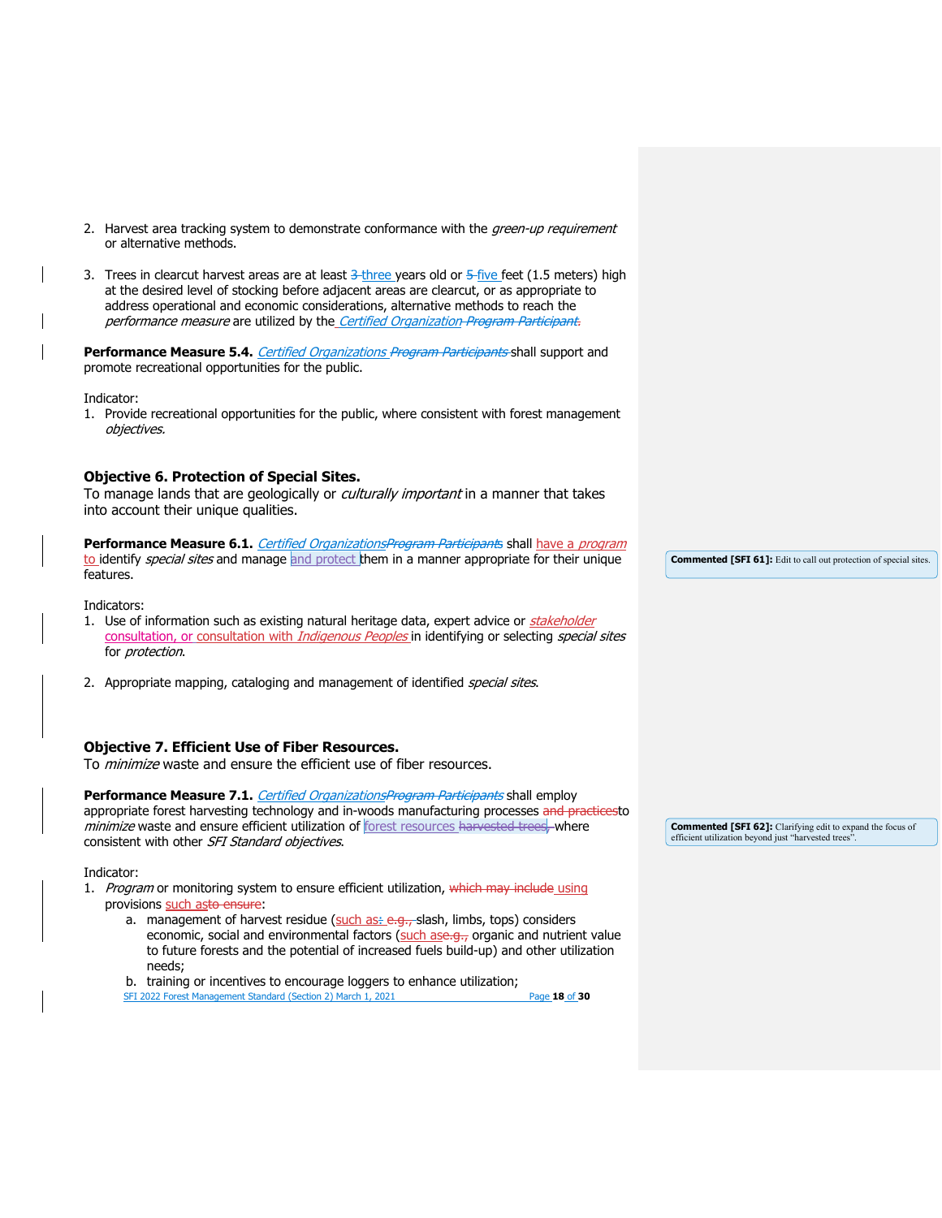2. Harvest area tracking system to demonstrate conformance with the *green-up requirement* or alternative methods.

3. Trees in clearcut harvest areas are at least ~~3~~ three years old or ~~5~~ five feet (1.5 meters) high at the desired level of stocking before adjacent areas are clearcut, or as appropriate to address operational and economic considerations, alternative methods to reach the *performance measure* are utilized by the *Certified Organization* ~~*Program Participant*~~.

**Performance Measure 5.4.** *Certified Organizations* ~~*Program Participants*~~ shall support and promote recreational opportunities for the public.

Indicator:

1. Provide recreational opportunities for the public, where consistent with forest management *objectives*.

### Objective 6. Protection of Special Sites.

To manage lands that are geologically or *culturally important* in a manner that takes into account their unique qualities.

**Performance Measure 6.1.** *Certified Organizations* ~~*Program Participants*~~ shall have a *program* to identify *special sites* and manage and protect them in a manner appropriate for their unique features.

> **Commented [SFI 61]:** Edit to call out protection of special sites.

Indicators:

1. Use of information such as existing natural heritage data, expert advice or *stakeholder* consultation, or consultation with *Indigenous Peoples* in identifying or selecting *special sites* for *protection*.

2. Appropriate mapping, cataloging and management of identified *special sites*.

### Objective 7. Efficient Use of Fiber Resources.

To *minimize* waste and ensure the efficient use of fiber resources.

**Performance Measure 7.1.** *Certified Organizations* ~~*Program Participants*~~ shall employ appropriate forest harvesting technology and in-woods manufacturing processes ~~and practices~~ to *minimize* waste and ensure efficient utilization of forest resources ~~harvested trees,~~ where consistent with other *SFI Standard objectives*.

> **Commented [SFI 62]:** Clarifying edit to expand the focus of efficient utilization beyond just "harvested trees".

Indicator:

1. *Program* or monitoring system to ensure efficient utilization, ~~which may include~~ using provisions such as ~~to ensure~~:
   a. management of harvest residue (such as: ~~e.g.,~~ slash, limbs, tops) considers economic, social and environmental factors (such as ~~e.g.,~~ organic and nutrient value to future forests and the potential of increased fuels build-up) and other utilization needs;
   b. training or incentives to encourage loggers to enhance utilization;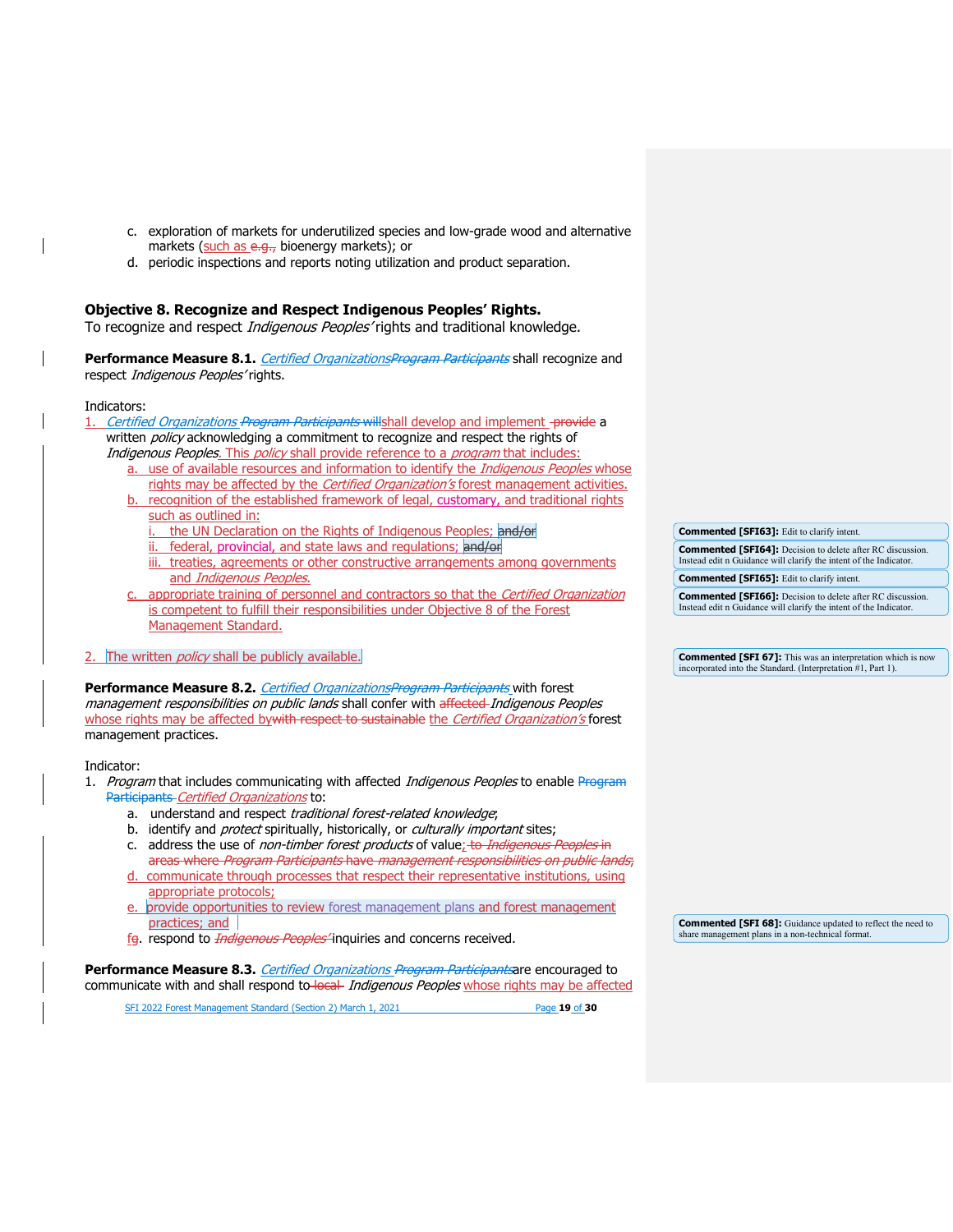c. exploration of markets for underutilized species and low-grade wood and alternative markets (such as ~~e.g.,~~ bioenergy markets); or
d. periodic inspections and reports noting utilization and product separation.

## Objective 8. Recognize and Respect Indigenous Peoples' Rights.

To recognize and respect *Indigenous Peoples'* rights and traditional knowledge.

**Performance Measure 8.1.** *Certified Organizations* ~~*Program Participants*~~ shall recognize and respect *Indigenous Peoples'* rights.

Indicators:

1. *Certified Organizations* ~~*Program Participants*~~ ~~will~~ shall develop and implement ~~provide~~ a written *policy* acknowledging a commitment to recognize and respect the rights of *Indigenous Peoples*. This *policy* shall provide reference to a *program* that includes:
   a. use of available resources and information to identify the *Indigenous Peoples* whose rights may be affected by the *Certified Organization's* forest management activities.
   b. recognition of the established framework of legal, customary, and traditional rights such as outlined in:
      i. the UN Declaration on the Rights of Indigenous Peoples; ~~and/or~~
      ii. federal, provincial, and state laws and regulations; ~~and/or~~
      iii. treaties, agreements or other constructive arrangements among governments and *Indigenous Peoples*.
   c. appropriate training of personnel and contractors so that the *Certified Organization* is competent to fulfill their responsibilities under Objective 8 of the Forest Management Standard.
2. The written *policy* shall be publicly available.

**Performance Measure 8.2.** *Certified Organizations* ~~*Program Participants*~~ with forest *management responsibilities on public lands* shall confer with ~~affected~~ *Indigenous Peoples* whose rights may be affected by ~~with respect to sustainable~~ the *Certified Organization's* forest management practices.

Indicator:

1. *Program* that includes communicating with affected *Indigenous Peoples* to enable ~~Program Participants~~ *Certified Organizations* to:
   a. understand and respect *traditional forest-related knowledge*;
   b. identify and *protect* spiritually, historically, or *culturally important* sites;
   c. address the use of *non-timber forest products* of value; ~~to *Indigenous Peoples* in areas where *Program Participants* have *management responsibilities on public lands*;~~
   d. communicate through processes that respect their representative institutions, using appropriate protocols;
   e. provide opportunities to review forest management plans and forest management practices; and
   ~~f~~g. respond to ~~*Indigenous Peoples'*~~ inquiries and concerns received.

**Performance Measure 8.3.** *Certified Organizations* ~~*Program Participants*~~ are encouraged to communicate with and shall respond to ~~local~~ *Indigenous Peoples* whose rights may be affected

---

**Commented [SFI63]:** Edit to clarify intent.

**Commented [SFI64]:** Decision to delete after RC discussion. Instead edit n Guidance will clarify the intent of the Indicator.

**Commented [SFI65]:** Edit to clarify intent.

**Commented [SFI66]:** Decision to delete after RC discussion. Instead edit n Guidance will clarify the intent of the Indicator.

**Commented [SFI 67]:** This was an interpretation which is now incorporated into the Standard. (Interpretation #1, Part 1).

**Commented [SFI 68]:** Guidance updated to reflect the need to share management plans in a non-technical format.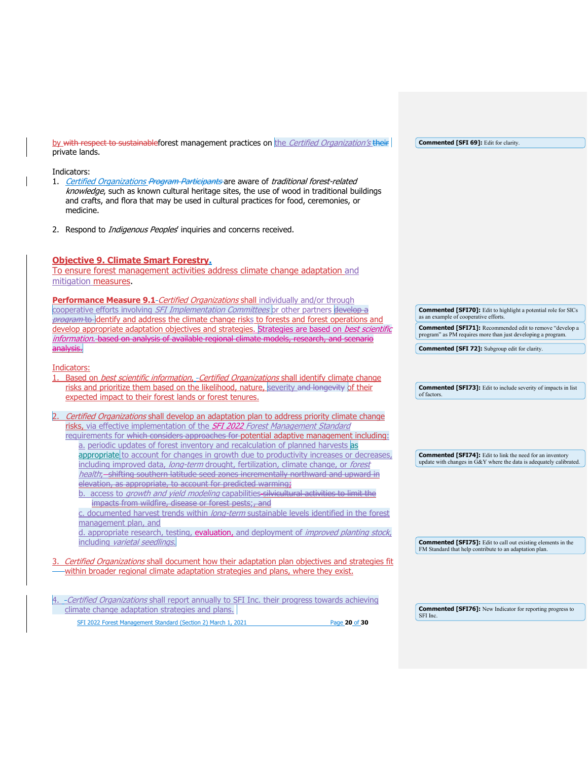by ~~with respect to sustainable~~forest management practices on the *Certified Organization's* ~~their~~ private lands.

Indicators:

1. *Certified Organizations* ~~*Program Participants*~~ are aware of *traditional forest-related knowledge*, such as known cultural heritage sites, the use of wood in traditional buildings and crafts, and flora that may be used in cultural practices for food, ceremonies, or medicine.

2. Respond to *Indigenous Peoples*' inquiries and concerns received.

## Objective 9. Climate Smart Forestry.

To ensure forest management activities address climate change adaptation and mitigation measures.

**Performance Measure 9.1**-*Certified Organizations* shall individually and/or through cooperative efforts involving *SFI Implementation Committees* or other partners ~~develop a *program* to~~ identify and address the climate change risks to forests and forest operations and develop appropriate adaptation objectives and strategies. Strategies are based on *best scientific information*. ~~based on analysis of available regional climate models, research, and scenario analysis.~~

Indicators:

1. Based on *best scientific information*, -*Certified Organizations* shall identify climate change risks and prioritize them based on the likelihood, nature, severity ~~and longevity~~ of their expected impact to their forest lands or forest tenures.

2. *Certified Organizations* shall develop an adaptation plan to address priority climate change risks, via effective implementation of the *SFI 2022 Forest Management Standard* requirements for ~~which considers approaches for~~ potential adaptive management including:
   a. periodic updates of forest inventory and recalculation of planned harvests as appropriate to account for changes in growth due to productivity increases or decreases, including improved data, *long-term* drought, fertilization, climate change, or *forest health*; ~~shifting southern latitude seed zones incrementally northward and upward in elevation, as appropriate, to account for predicted warming;~~
   b. access to *growth and yield modeling* capabilities ~~silvicultural activities to limit the impacts from wildfire, disease or forest pests;, and~~
   c. documented harvest trends within *long-term* sustainable levels identified in the forest management plan, and
   d. appropriate research, testing, evaluation, and deployment of *improved planting stock*, including *varietal seedlings*.

3. *Certified Organizations* shall document how their adaptation plan objectives and strategies fit within broader regional climate adaptation strategies and plans, where they exist.

4. -*Certified Organizations* shall report annually to SFI Inc. their progress towards achieving climate change adaptation strategies and plans.

---

**Commented [SFI 69]:** Edit for clarity.

**Commented [SFI70]:** Edit to highlight a potential role for SICs as an example of cooperative efforts.

**Commented [SFI71]:** Recommended edit to remove "develop a program" as PM requires more than just developing a program.

**Commented [SFI 72]:** Subgroup edit for clarity.

**Commented [SFI73]:** Edit to include severity of impacts in list of factors.

**Commented [SFI74]:** Edit to link the need for an inventory update with changes in G&Y where the data is adequately calibrated.

**Commented [SFI75]:** Edit to call out existing elements in the FM Standard that help contribute to an adaptation plan.

**Commented [SFI76]:** New Indicator for reporting progress to SFI Inc.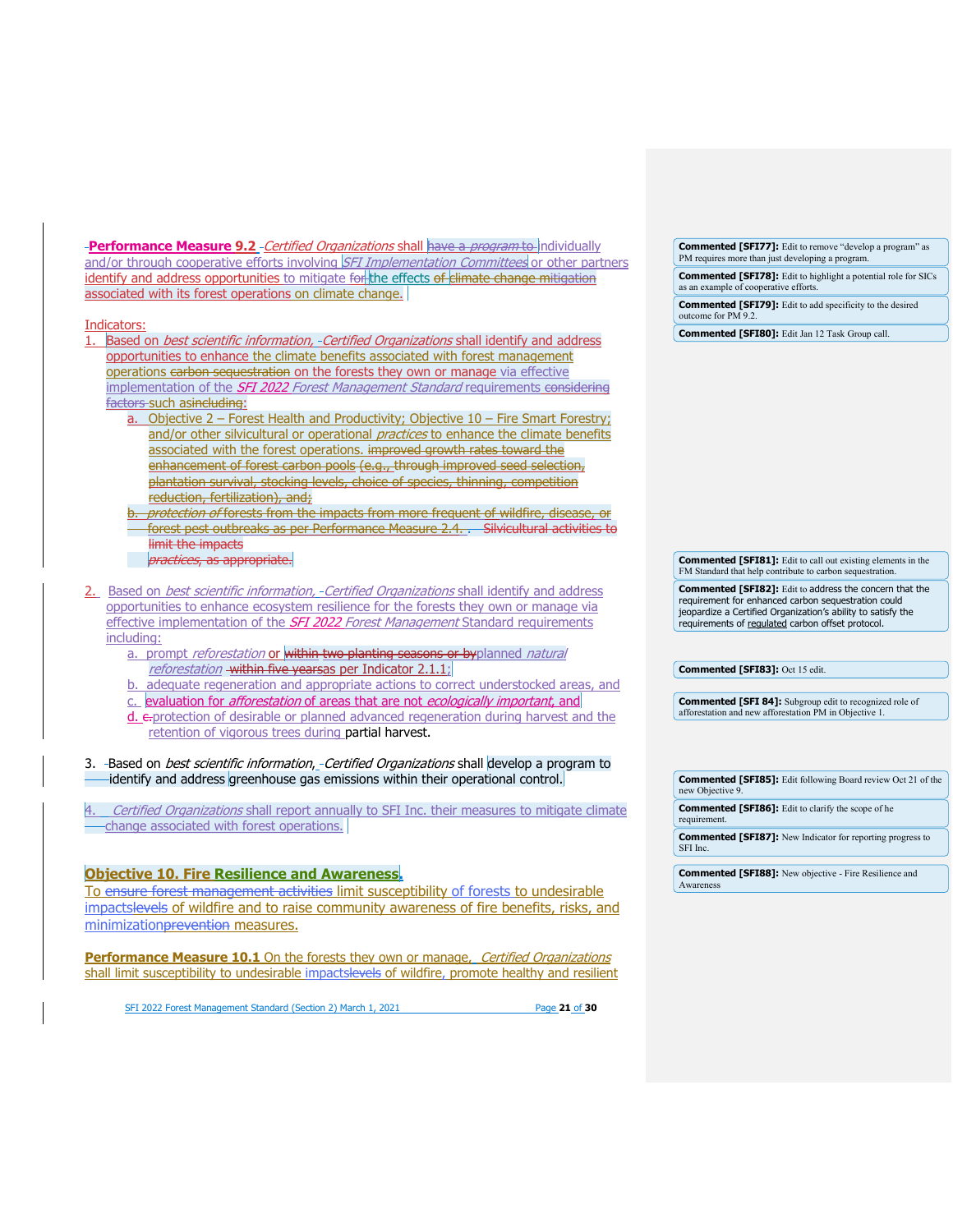**Performance Measure 9.2** *Certified Organizations* shall ~~have a *program* to~~ individually and/or through cooperative efforts involving *SFI Implementation Committees* or other partners identify and address opportunities to mitigate ~~for~~ the effects ~~of climate change mitigation~~ associated with its forest operations on climate change.

Indicators:

1. Based on *best scientific information*, *Certified Organizations* shall identify and address opportunities to enhance the climate benefits associated with forest management operations ~~carbon sequestration~~ on the forests they own or manage via effective implementation of the *SFI 2022 Forest Management Standard* requirements ~~considering factors~~ such as~~including~~:
   a. Objective 2 – Forest Health and Productivity; Objective 10 – Fire Smart Forestry; and/or other silvicultural or operational *practices* to enhance the climate benefits associated with the forest operations. ~~improved growth rates toward the enhancement of forest carbon pools (e.g., through improved seed selection, plantation survival, stocking levels, choice of species, thinning, competition reduction, fertilization), and;~~
   ~~b. *protection of* forests from the impacts from more frequent of wildfire, disease, or forest pest outbreaks as per Performance Measure 2.4. . Silvicultural activities to limit the impacts *practices*, as appropriate.~~

2. Based on *best scientific information*, *Certified Organizations* shall identify and address opportunities to enhance ecosystem resilience for the forests they own or manage via effective implementation of the *SFI 2022 Forest Management* Standard requirements including:
   a. prompt *reforestation* or ~~within two planting seasons or by~~ planned *natural reforestation* ~~within five years~~ as per Indicator 2.1.1;
   b. adequate regeneration and appropriate actions to correct understocked areas, and
   c. evaluation for *afforestation* of areas that are not *ecologically important*, and
   d. ~~c.~~ protection of desirable or planned advanced regeneration during harvest and the retention of vigorous trees during partial harvest.

3. Based on *best scientific information*, *Certified Organizations* shall develop a program to identify and address greenhouse gas emissions within their operational control.

4. *Certified Organizations* shall report annually to SFI Inc. their measures to mitigate climate change associated with forest operations.

## Objective 10. Fire Resilience and Awareness.

To ~~ensure forest management activities~~ limit susceptibility of forests to undesirable impacts~~levels~~ of wildfire and to raise community awareness of fire benefits, risks, and minimization~~prevention~~ measures.

**Performance Measure 10.1** On the forests they own or manage, *Certified Organizations* shall limit susceptibility to undesirable impacts~~levels~~ of wildfire, promote healthy and resilient

---

**Commented [SFI77]:** Edit to remove "develop a program" as PM requires more than just developing a program.

**Commented [SFI78]:** Edit to highlight a potential role for SICs as an example of cooperative efforts.

**Commented [SFI79]:** Edit to add specificity to the desired outcome for PM 9.2.

**Commented [SFI80]:** Edit Jan 12 Task Group call.

**Commented [SFI81]:** Edit to call out existing elements in the FM Standard that help contribute to carbon sequestration.

**Commented [SFI82]:** Edit to address the concern that the requirement for enhanced carbon sequestration could jeopardize a Certified Organization's ability to satisfy the requirements of regulated carbon offset protocol.

**Commented [SFI83]:** Oct 15 edit.

**Commented [SFI 84]:** Subgroup edit to recognized role of afforestation and new afforestation PM in Objective 1.

**Commented [SFI85]:** Edit following Board review Oct 21 of the new Objective 9.

**Commented [SFI86]:** Edit to clarify the scope of he requirement.

**Commented [SFI87]:** New Indicator for reporting progress to SFI Inc.

**Commented [SFI88]:** New objective - Fire Resilience and Awareness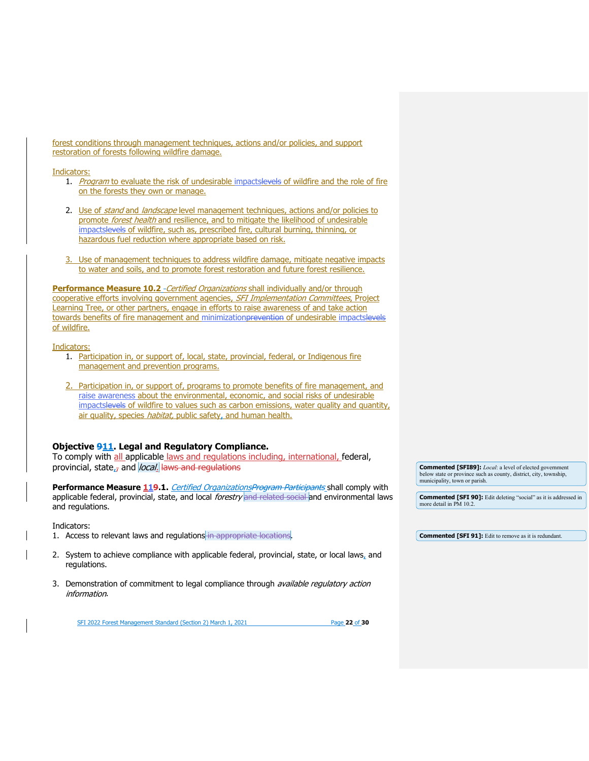forest conditions through management techniques, actions and/or policies, and support restoration of forests following wildfire damage.

Indicators:

1. *Program* to evaluate the risk of undesirable impacts~~levels~~ of wildfire and the role of fire on the forests they own or manage.

2. Use of *stand* and *landscape* level management techniques, actions and/or policies to promote *forest health* and resilience, and to mitigate the likelihood of undesirable impacts~~levels~~ of wildfire, such as, prescribed fire, cultural burning, thinning, or hazardous fuel reduction where appropriate based on risk.

3. Use of management techniques to address wildfire damage, mitigate negative impacts to water and soils, and to promote forest restoration and future forest resilience.

**Performance Measure 10.2** -*Certified Organizations* shall individually and/or through cooperative efforts involving government agencies, *SFI Implementation Committees*, Project Learning Tree, or other partners, engage in efforts to raise awareness of and take action towards benefits of fire management and minimization~~prevention~~ of undesirable impacts~~levels~~ of wildfire.

Indicators:

1. Participation in, or support of, local, state, provincial, federal, or Indigenous fire management and prevention programs.

2. Participation in, or support of, programs to promote benefits of fire management, and raise awareness about the environmental, economic, and social risks of undesirable impacts~~levels~~ of wildfire to values such as carbon emissions, water quality and quantity, air quality, species *habitat,* public safety, and human health.

### Objective ~~9~~11. Legal and Regulatory Compliance.

To comply with all applicable laws and regulations including, international, federal, provincial, state, ~~,~~ and *local.* ~~laws and regulations~~

> Commented [SFI89]: *Local*: a level of elected government below state or province such as county, district, city, township, municipality, town or parish.

**Performance Measure 11~~9~~.1.** *Certified Organizations*~~*Program Participants*~~ shall comply with applicable federal, provincial, state, and local *forestry* ~~and related social~~ and environmental laws and regulations.

> Commented [SFI 90]: Edit deleting "social" as it is addressed in more detail in PM 10.2.

Indicators:

1. Access to relevant laws and regulations~~ in appropriate locations~~.

> Commented [SFI 91]: Edit to remove as it is redundant.

2. System to achieve compliance with applicable federal, provincial, state, or local laws, and regulations.

3. Demonstration of commitment to legal compliance through *available regulatory action information*.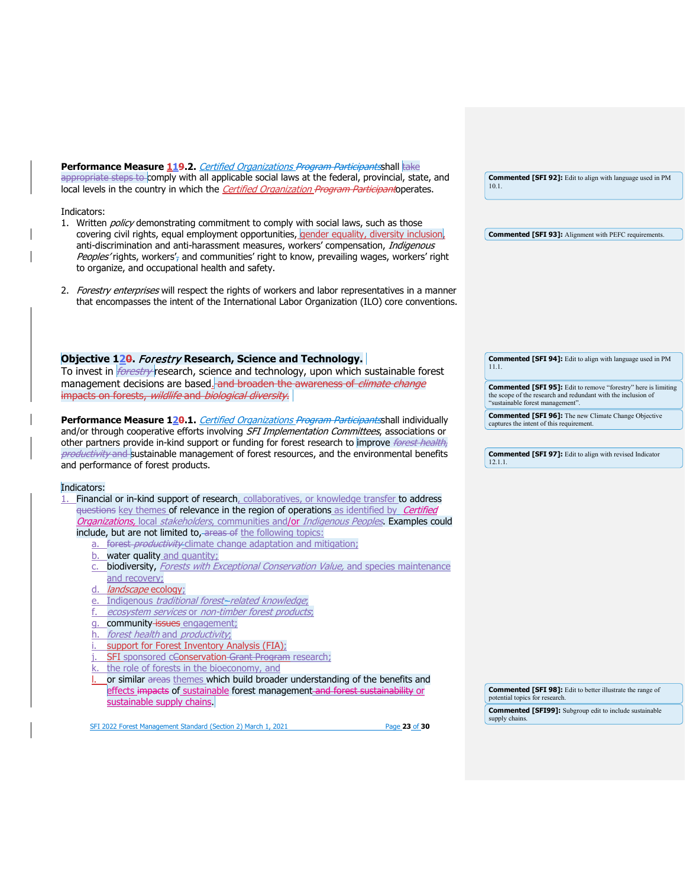**Performance Measure 11~~9~~.2.** *Certified Organizations* ~~*Program Participants*~~ shall ~~take appropriate steps to~~ comply with all applicable social laws at the federal, provincial, state, and local levels in the country in which the *Certified Organization* ~~*Program Participant*~~ operates.

Indicators:

1. Written *policy* demonstrating commitment to comply with social laws, such as those covering civil rights, equal employment opportunities, gender equality, diversity inclusion, anti-discrimination and anti-harassment measures, workers' compensation, *Indigenous Peoples'* rights, workers'~~,~~ and communities' right to know, prevailing wages, workers' right to organize, and occupational health and safety.

2. *Forestry enterprises* will respect the rights of workers and labor representatives in a manner that encompasses the intent of the International Labor Organization (ILO) core conventions.

## Objective 12~~0~~. *Forestry* Research, Science and Technology.

To invest in ~~*forestry*~~ research, science and technology, upon which sustainable forest management decisions are based. ~~and broaden the awareness of *climate change* impacts on forests, *wildlife* and *biological diversity*.~~

**Performance Measure 12~~0~~.1.** *Certified Organizations* ~~*Program Participants*~~ shall individually and/or through cooperative efforts involving *SFI Implementation Committees*, associations or other partners provide in-kind support or funding for forest research to improve ~~*forest health*, *productivity* and~~ sustainable management of forest resources, and the environmental benefits and performance of forest products.

Indicators:

1. Financial or in-kind support of research, collaboratives, or knowledge transfer to address ~~questions~~ key themes of relevance in the region of operations as identified by *Certified Organizations*, local *stakeholders*, communities and/or *Indigenous Peoples*. Examples could include, but are not limited to, ~~areas of~~ the following topics:
   a. ~~forest *productivity*~~ climate change adaptation and mitigation;
   b. water quality and quantity;
   c. biodiversity, *Forests with Exceptional Conservation Value*, and species maintenance and recovery;
   d. *landscape* ecology;
   e. Indigenous *traditional forest–related knowledge*;
   f. *ecosystem services* or *non-timber forest products*;
   g. community ~~issues~~ engagement;
   h. *forest health* and *productivity*;
   i. support for Forest Inventory Analysis (FIA);
   j. SFI sponsored ~~c~~Conservation ~~Grant Program~~ research;
   k. the role of forests in the bioeconomy, and
   l. or similar ~~areas~~ themes which build broader understanding of the benefits and effects ~~impacts~~ of sustainable forest management ~~and forest sustainability~~ or sustainable supply chains.

---

**Commented [SFI 92]:** Edit to align with language used in PM 10.1.

**Commented [SFI 93]:** Alignment with PEFC requirements.

**Commented [SFI 94]:** Edit to align with language used in PM 11.1.

**Commented [SFI 95]:** Edit to remove "forestry" here is limiting the scope of the research and redundant with the inclusion of "sustainable forest management".

**Commented [SFI 96]:** The new Climate Change Objective captures the intent of this requirement.

**Commented [SFI 97]:** Edit to align with revised Indicator 12.1.1.

**Commented [SFI 98]:** Edit to better illustrate the range of potential topics for research.

**Commented [SFI99]:** Subgroup edit to include sustainable supply chains.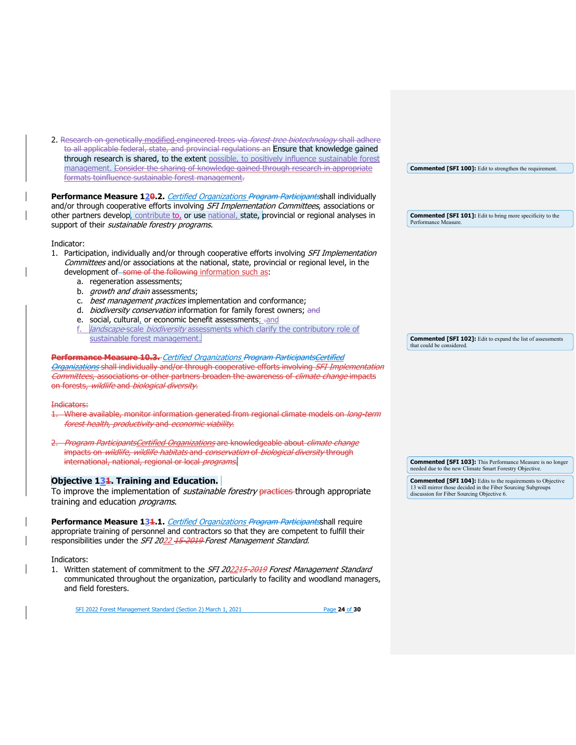2. ~~Research on genetically modified engineered trees via *forest tree biotechnology* shall adhere to all applicable federal, state, and provincial regulations an~~ Ensure that knowledge gained through research is shared, to the extent possible, to positively influence sustainable forest management. ~~Consider the sharing of knowledge gained through research in appropriate formats toinfluence sustainable forest management.~~

> **Commented [SFI 100]:** Edit to strengthen the requirement.

**Performance Measure 1~~2~~0.2.** *Certified Organizations ~~Program Participants~~* shall individually and/or through cooperative efforts involving *SFI Implementation Committees*, associations or other partners develop, contribute to, or use national, state, provincial or regional analyses in support of their *sustainable forestry programs.*

> **Commented [SFI 101]:** Edit to bring more specificity to the Performance Measure.

Indicator:

1. Participation, individually and/or through cooperative efforts involving *SFI Implementation Committees* and/or associations at the national, state, provincial or regional level, in the development of ~~some of the following~~ information such as:
   a. regeneration assessments;
   b. *growth and drain* assessments;
   c. *best management practices* implementation and conformance;
   d. *biodiversity conservation* information for family forest owners; ~~and~~
   e. social, cultural, or economic benefit assessments; ~~.~~and
   f. *landscape*-scale *biodiversity* assessments which clarify the contributory role of sustainable forest management.

> **Commented [SFI 102]:** Edit to expand the list of assessments that could be considered.

~~**Performance Measure 10.3.** *Certified Organizations Program ParticipantsCertified Organizations* shall individually and/or through cooperative efforts involving *SFI Implementation Committees*, associations or other partners broaden the awareness of *climate change* impacts on forests, *wildlife* and *biological diversity*.~~

~~Indicators:~~

1. ~~Where available, monitor information generated from regional climate models on *long-term forest health, productivity* and *economic viability*.~~

2. ~~*Program ParticipantsCertified Organizations* are knowledgeable about *climate change* impacts on *wildlife, wildlife habitats* and *conservation* of *biological diversity* through international, national, regional or local *programs*.~~

> **Commented [SFI 103]:** This Performance Measure is no longer needed due to the new Climate Smart Forestry Objective.

## Objective 1~~3~~1. Training and Education.

To improve the implementation of *sustainable forestry* ~~practices~~ through appropriate training and education *programs*.

> **Commented [SFI 104]:** Edits to the requirements to Objective 13 will mirror those decided in the Fiber Sourcing Subgroups discussion for Fiber Sourcing Objective 6.

**Performance Measure 1~~3~~1.1.** *Certified Organizations ~~Program Participants~~* shall require appropriate training of personnel and contractors so that they are competent to fulfill their responsibilities under the *SFI 2022 ~~15-2019~~ Forest Management Standard*.

Indicators:

1. Written statement of commitment to the *SFI 2022~~15-2019~~ Forest Management Standard* communicated throughout the organization, particularly to facility and woodland managers, and field foresters.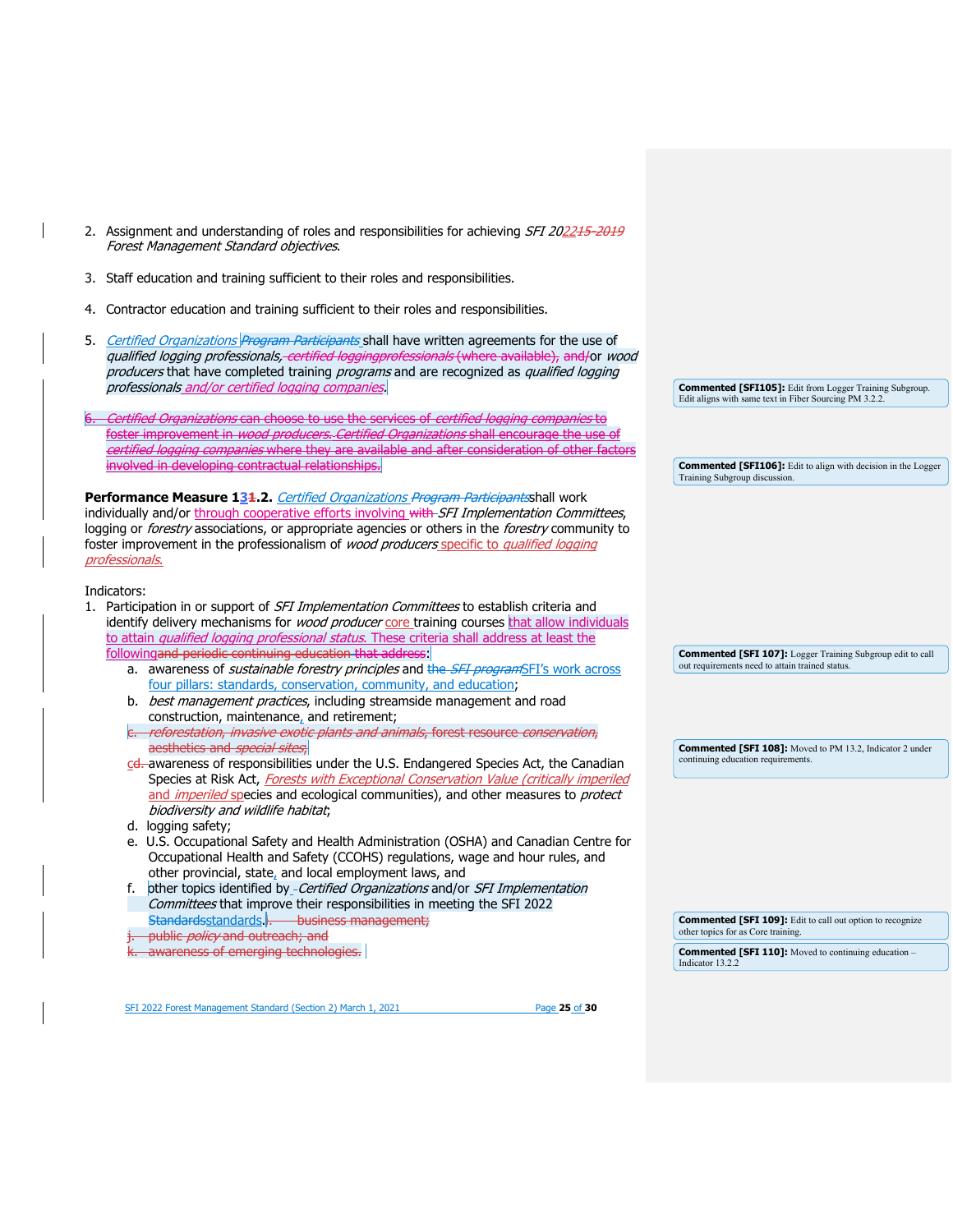2. Assignment and understanding of roles and responsibilities for achieving *SFI 202215 2019 Forest Management Standard objectives*.

3. Staff education and training sufficient to their roles and responsibilities.

4. Contractor education and training sufficient to their roles and responsibilities.

5. *Certified Organizations* ~~*Program Participants*~~ shall have written agreements for the use of *qualified logging professionals*, ~~*certified loggingprofessionals* (where available),~~ and/or *wood producers* that have completed training *programs* and are recognized as *qualified logging professionals* and/or *certified logging companies*.

~~6. *Certified Organizations* can choose to use the services of *certified logging companies* to foster improvement in *wood producers*. *Certified Organizations* shall encourage the use of *certified logging companies* where they are available and after consideration of other factors involved in developing contractual relationships.~~

**Performance Measure 131.2.** *Certified Organizations* ~~*Program Participants*~~ shall work individually and/or through cooperative efforts involving ~~with~~ *SFI Implementation Committees*, logging or *forestry* associations, or appropriate agencies or others in the *forestry* community to foster improvement in the professionalism of *wood producers* specific to *qualified logging professionals*.

Indicators:

1. Participation in or support of *SFI Implementation Committees* to establish criteria and identify delivery mechanisms for *wood producer* core training courses that allow individuals to attain *qualified logging professional status*. These criteria shall address at least the following~~and periodic continuing education that address~~:
   a. awareness of *sustainable forestry principles* and ~~the *SFI program*~~SFI's work across four pillars: standards, conservation, community, and education;
   b. *best management practices*, including streamside management and road construction, maintenance, and retirement;
   ~~c. *reforestation, invasive exotic plants and animals*, forest resource *conservation*, aesthetics and *special sites*;~~
   cd. awareness of responsibilities under the U.S. Endangered Species Act, the Canadian Species at Risk Act, *Forests with Exceptional Conservation Value (critically imperiled* and *imperiled* species and ecological communities), and other measures to *protect biodiversity and wildlife habitat*;
   d. logging safety;
   e. U.S. Occupational Safety and Health Administration (OSHA) and Canadian Centre for Occupational Health and Safety (CCOHS) regulations, wage and hour rules, and other provincial, state, and local employment laws, and
   f. other topics identified by *Certified Organizations* and/or *SFI Implementation Committees* that improve their responsibilities in meeting the SFI 2022 ~~Standards~~standards. ~~i. business management;~~
   ~~j. public *policy* and outreach; and~~
   ~~k. awareness of emerging technologies.~~

**Commented [SFI105]:** Edit from Logger Training Subgroup. Edit aligns with same text in Fiber Sourcing PM 3.2.2.

**Commented [SFI106]:** Edit to align with decision in the Logger Training Subgroup discussion.

**Commented [SFI 107]:** Logger Training Subgroup edit to call out requirements need to attain trained status.

**Commented [SFI 108]:** Moved to PM 13.2, Indicator 2 under continuing education requirements.

**Commented [SFI 109]:** Edit to call out option to recognize other topics for as Core training.

**Commented [SFI 110]:** Moved to continuing education – Indicator 13.2.2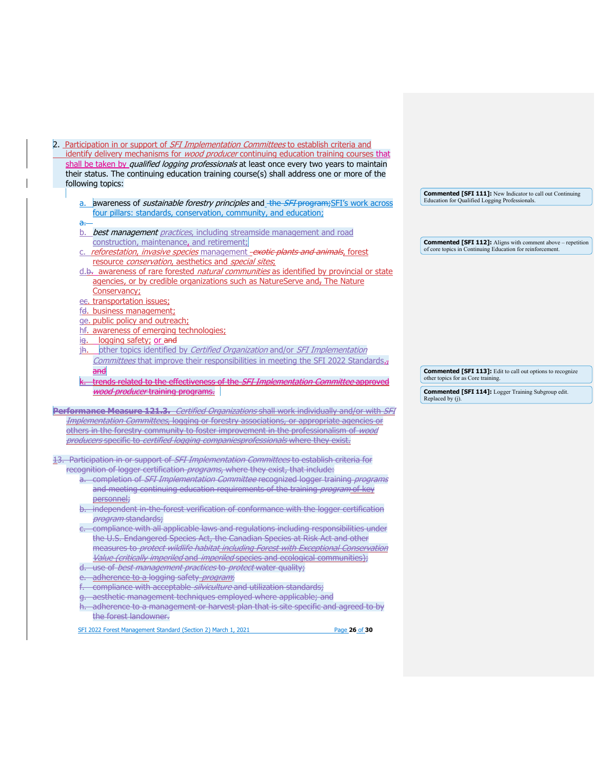2. Participation in or support of *SFI Implementation Committees* to establish criteria and identify delivery mechanisms for *wood producer* continuing education training courses that shall be taken by *qualified logging professionals* at least once every two years to maintain their status. The continuing education training course(s) shall address one or more of the following topics:

   a. awareness of *sustainable forestry principles* and ~~the *SFI* program;~~ SFI's work across four pillars: standards, conservation, community, and education;
   ~~a.~~
   b. *best management practices*, including streamside management and road construction, maintenance, and retirement;
   c. *reforestation, invasive species* management ~~exotic plants and animals~~, forest resource *conservation*, aesthetics and *special sites*;
   d. ~~b.~~ awareness of rare forested *natural communities* as identified by provincial or state agencies, or by credible organizations such as NatureServe and~~,~~ The Nature Conservancy;
   e. ~~c.~~ transportation issues;
   f. ~~d.~~ business management;
   g. ~~e.~~ public policy and outreach;
   h. ~~f.~~ awareness of emerging technologies;
   i. ~~g.~~ logging safety; or ~~and~~
   j. ~~h.~~ other topics identified by *Certified Organization* and/or *SFI Implementation Committees* that improve their responsibilities in meeting the SFI 2022 Standards.~~; and~~
   ~~k. trends related to the effectiveness of the *SFI Implementation Committee* approved *wood producer* training programs.~~

**Commented [SFI 111]:** New Indicator to call out Continuing Education for Qualified Logging Professionals.

**Commented [SFI 112]:** Aligns with comment above – repetition of core topics in Continuing Education for reinforcement.

**Commented [SFI 113]:** Edit to call out options to recognize other topics for as Core training.

**Commented [SFI 114]:** Logger Training Subgroup edit. Replaced by (j).

~~**Performance Measure 121.3.** *Certified Organizations* shall work individually and/or with *SFI Implementation Committees*, logging or forestry associations, or appropriate agencies or others in the forestry community to foster improvement in the professionalism of *wood producers* specific to *certified logging companiesprofessionals* where they exist.~~

~~13. Participation in or support of *SFI Implementation Committees* to establish criteria for recognition of logger certification *programs*, where they exist, that include:~~
   ~~a. completion of *SFI Implementation Committee* recognized logger training *programs* and meeting continuing education requirements of the training *program* of key personnel;~~
   ~~b. independent in-the-forest verification of conformance with the logger certification *program* standards;~~
   ~~c. compliance with all applicable laws and regulations including responsibilities under the U.S. Endangered Species Act, the Canadian Species at Risk Act and other measures to *protect wildlife habitat including Forest with Exceptional Conservation Value (critically imperiled* and *imperiled* species and ecological communities);~~
   ~~d. use of *best management practices* to *protect* water quality;~~
   ~~e. adherence to a logging safety *program*;~~
   ~~f. compliance with acceptable *silviculture* and utilization standards;~~
   ~~g. aesthetic management techniques employed where applicable; and~~
   ~~h. adherence to a management or harvest plan that is site specific and agreed to by the forest landowner.~~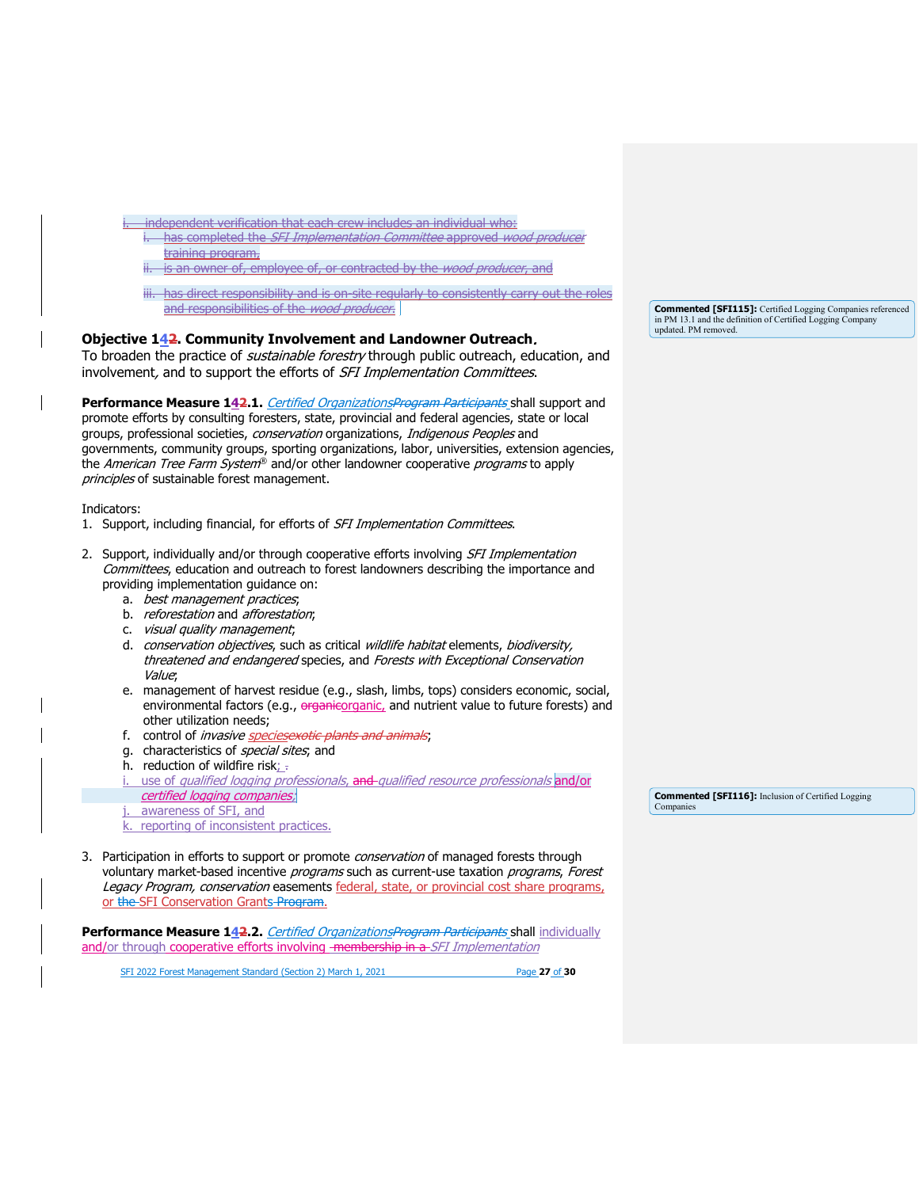~~i. independent verification that each crew includes an individual who:~~

~~i. has completed the *SFI Implementation Committee* approved *wood producer* training program,~~

~~ii. is an owner of, employee of, or contracted by the *wood producer*, and~~

~~iii. has direct responsibility and is on-site regularly to consistently carry out the roles and responsibilities of the *wood producer*.~~

**Commented [SFI115]:** Certified Logging Companies referenced in PM 13.1 and the definition of Certified Logging Company updated. PM removed.

## Objective 14~~2~~. Community Involvement and Landowner Outreach.

To broaden the practice of *sustainable forestry* through public outreach, education, and involvement, and to support the efforts of *SFI Implementation Committees*.

**Performance Measure 14~~2~~.1.** *Certified Organizations*~~*Program Participants*~~ shall support and promote efforts by consulting foresters, state, provincial and federal agencies, state or local groups, professional societies, *conservation* organizations, *Indigenous Peoples* and governments, community groups, sporting organizations, labor, universities, extension agencies, the *American Tree Farm System*® and/or other landowner cooperative *programs* to apply *principles* of sustainable forest management.

Indicators:

1. Support, including financial, for efforts of *SFI Implementation Committees*.

2. Support, individually and/or through cooperative efforts involving *SFI Implementation Committees*, education and outreach to forest landowners describing the importance and providing implementation guidance on:
   a. *best management practices*;
   b. *reforestation* and *afforestation*;
   c. *visual quality management*;
   d. *conservation objectives*, such as critical *wildlife habitat* elements, *biodiversity, threatened and endangered* species, and *Forests with Exceptional Conservation Value*;
   e. management of harvest residue (e.g., slash, limbs, tops) considers economic, social, environmental factors (e.g., ~~organic~~organic, and nutrient value to future forests) and other utilization needs;
   f. control of *invasive* *species*~~*exotic plants and animals*~~;
   g. characteristics of *special sites*; and
   h. reduction of wildfire risk; ~~.~~
   i. use of *qualified logging professionals*, ~~and~~ *qualified resource professionals* and/or *certified logging companies*;
   j. awareness of SFI, and
   k. reporting of inconsistent practices.

**Commented [SFI116]:** Inclusion of Certified Logging Companies

3. Participation in efforts to support or promote *conservation* of managed forests through voluntary market-based incentive *programs* such as current-use taxation *programs*, *Forest Legacy Program, conservation* easements federal, state, or provincial cost share programs, or ~~the~~ SFI Conservation Grants ~~Program~~.

**Performance Measure 14~~2~~.2.** *Certified Organizations*~~*Program Participants*~~ shall individually and/or through cooperative efforts involving ~~membership in a~~ *SFI Implementation*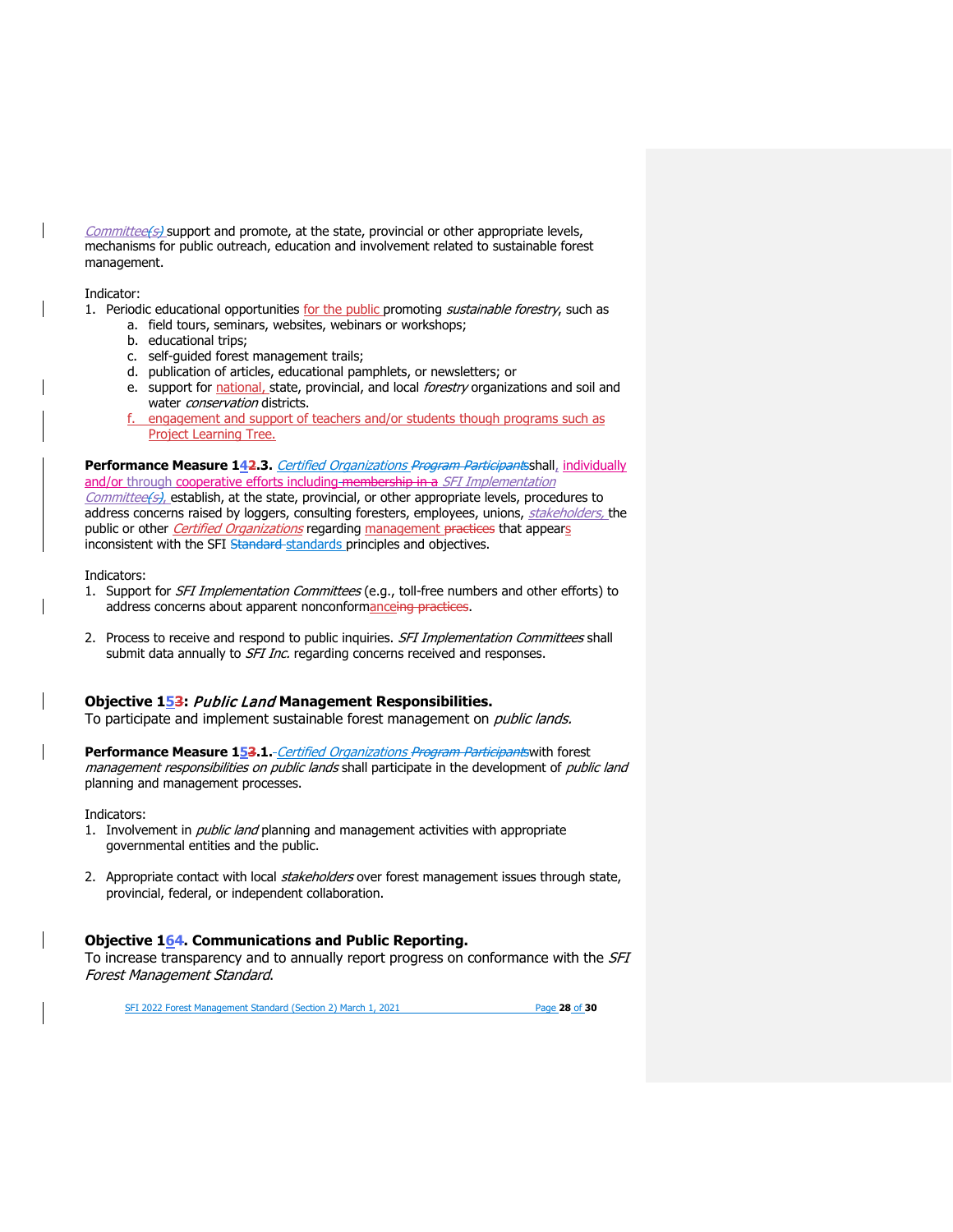*Committee(s)* support and promote, at the state, provincial or other appropriate levels, mechanisms for public outreach, education and involvement related to sustainable forest management.

Indicator:

1. Periodic educational opportunities for the public promoting *sustainable forestry*, such as
   a. field tours, seminars, websites, webinars or workshops;
   b. educational trips;
   c. self-guided forest management trails;
   d. publication of articles, educational pamphlets, or newsletters; or
   e. support for national, state, provincial, and local *forestry* organizations and soil and water *conservation* districts.
   f. engagement and support of teachers and/or students though programs such as Project Learning Tree.

**Performance Measure 142.3.** *Certified Organizations* ~~*Program Participants*~~ shall, individually and/or through cooperative efforts including ~~membership in a~~ *SFI Implementation Committee(s)*, establish, at the state, provincial, or other appropriate levels, procedures to address concerns raised by loggers, consulting foresters, employees, unions, *stakeholders*, the public or other *Certified Organizations* regarding management ~~practices~~ that appears inconsistent with the SFI ~~Standard~~ standards principles and objectives.

Indicators:

1. Support for *SFI Implementation Committees* (e.g., toll-free numbers and other efforts) to address concerns about apparent nonconformanceing ~~practices~~.

2. Process to receive and respond to public inquiries. *SFI Implementation Committees* shall submit data annually to *SFI Inc.* regarding concerns received and responses.

## Objective 153: *Public Land* Management Responsibilities.

To participate and implement sustainable forest management on *public lands.*

**Performance Measure 153.1.** *Certified Organizations* ~~*Program Participants*~~ with forest *management responsibilities on public lands* shall participate in the development of *public land* planning and management processes.

Indicators:

1. Involvement in *public land* planning and management activities with appropriate governmental entities and the public.

2. Appropriate contact with local *stakeholders* over forest management issues through state, provincial, federal, or independent collaboration.

## Objective 164. Communications and Public Reporting.

To increase transparency and to annually report progress on conformance with the *SFI Forest Management Standard*.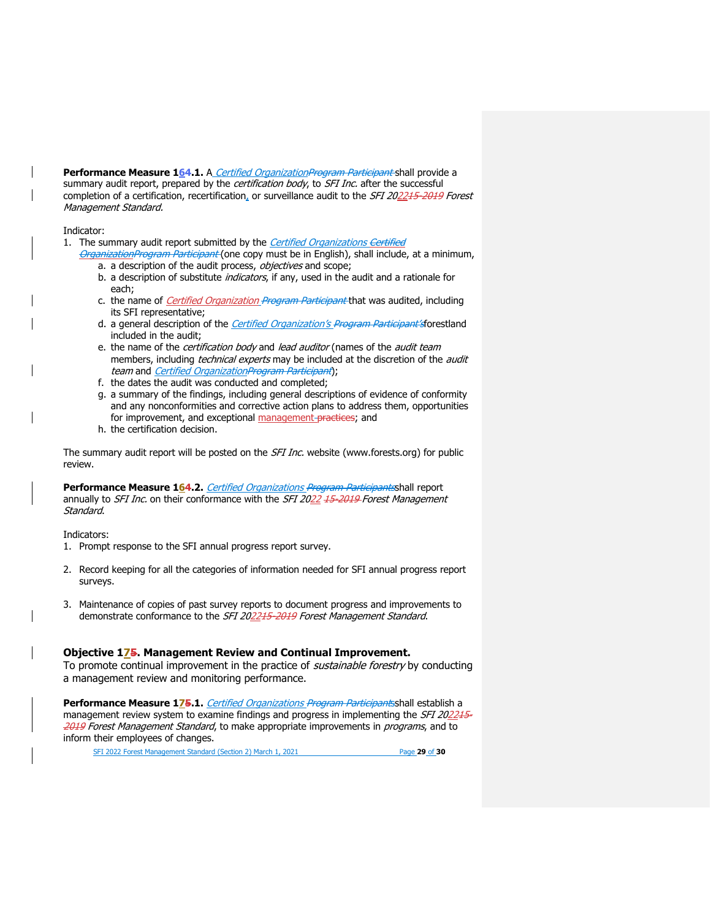**Performance Measure 164.1.** A *Certified OrganizationProgram Participant* shall provide a summary audit report, prepared by the *certification body*, to *SFI Inc.* after the successful completion of a certification, recertification, or surveillance audit to the *SFI 202215-2019 Forest Management Standard.*

Indicator:

1. The summary audit report submitted by the *Certified Organizations Certified OrganizationProgram Participant* (one copy must be in English), shall include, at a minimum,
   a. a description of the audit process, *objectives* and scope;
   b. a description of substitute *indicators*, if any, used in the audit and a rationale for each;
   c. the name of *Certified Organization Program Participant* that was audited, including its SFI representative;
   d. a general description of the *Certified Organization's Program Participant's* forestland included in the audit;
   e. the name of the *certification body* and *lead auditor* (names of the *audit team* members, including *technical experts* may be included at the discretion of the *audit team* and *Certified OrganizationProgram Participant*);
   f. the dates the audit was conducted and completed;
   g. a summary of the findings, including general descriptions of evidence of conformity and any nonconformities and corrective action plans to address them, opportunities for improvement, and exceptional management practices; and
   h. the certification decision.

The summary audit report will be posted on the *SFI Inc.* website (www.forests.org) for public review.

**Performance Measure 164.2.** *Certified Organizations Program Participants* shall report annually to *SFI Inc.* on their conformance with the *SFI 2022 15-2019 Forest Management Standard.*

Indicators:

1. Prompt response to the SFI annual progress report survey.
2. Record keeping for all the categories of information needed for SFI annual progress report surveys.
3. Maintenance of copies of past survey reports to document progress and improvements to demonstrate conformance to the *SFI 202215-2019 Forest Management Standard.*

### Objective 175. Management Review and Continual Improvement.

To promote continual improvement in the practice of *sustainable forestry* by conducting a management review and monitoring performance.

**Performance Measure 175.1.** *Certified Organizations Program Participants* shall establish a management review system to examine findings and progress in implementing the *SFI 202215-2019 Forest Management Standard*, to make appropriate improvements in *programs*, and to inform their employees of changes.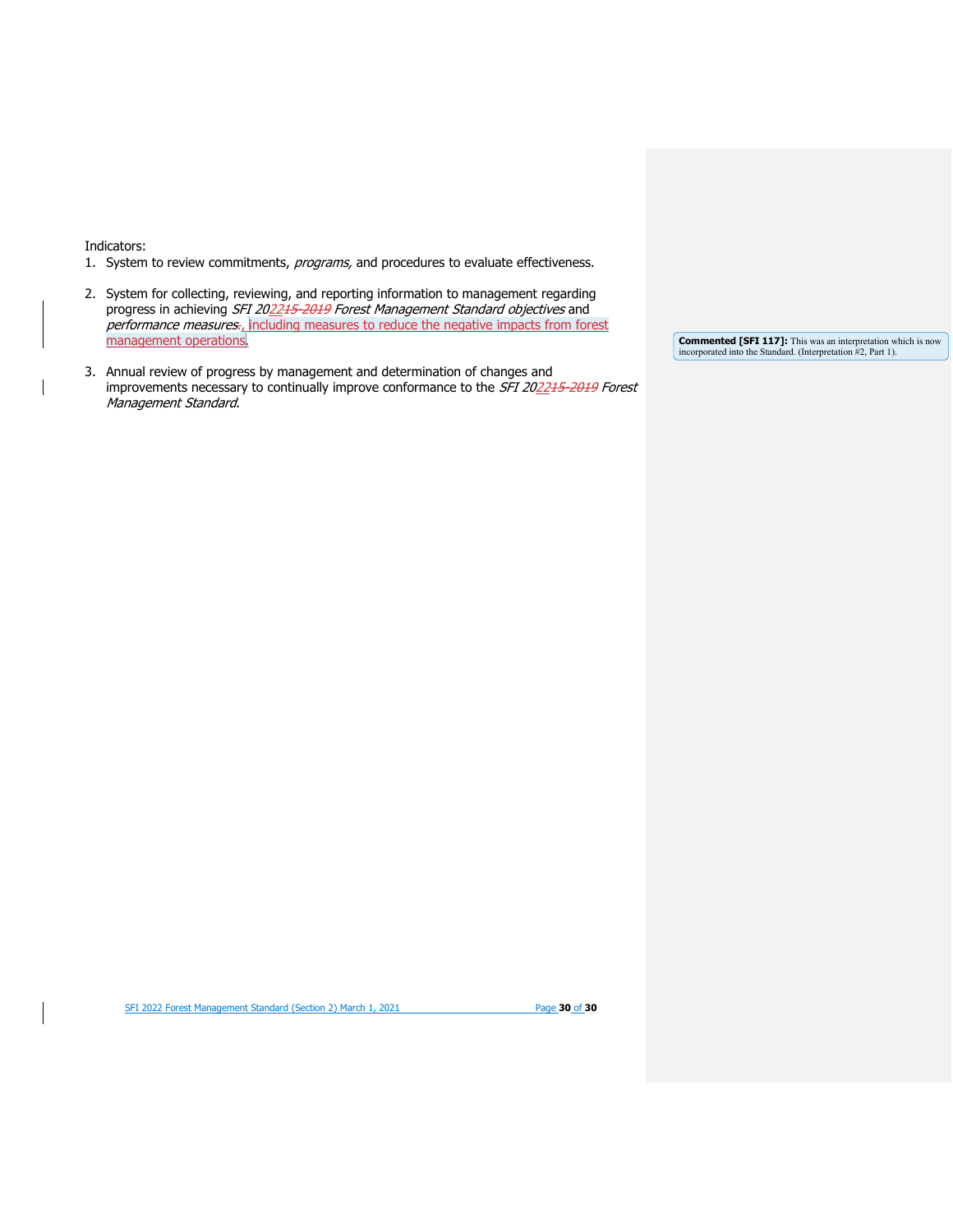Indicators:

1. System to review commitments, *programs,* and procedures to evaluate effectiveness.

2. System for collecting, reviewing, and reporting information to management regarding progress in achieving *SFI 2022 Forest Management Standard objectives* and *performance measures*, including measures to reduce the negative impacts from forest management operations.

3. Annual review of progress by management and determination of changes and improvements necessary to continually improve conformance to the *SFI 2022 Forest Management Standard*.

**Commented [SFI 117]:** This was an interpretation which is now incorporated into the Standard. (Interpretation #2, Part 1).